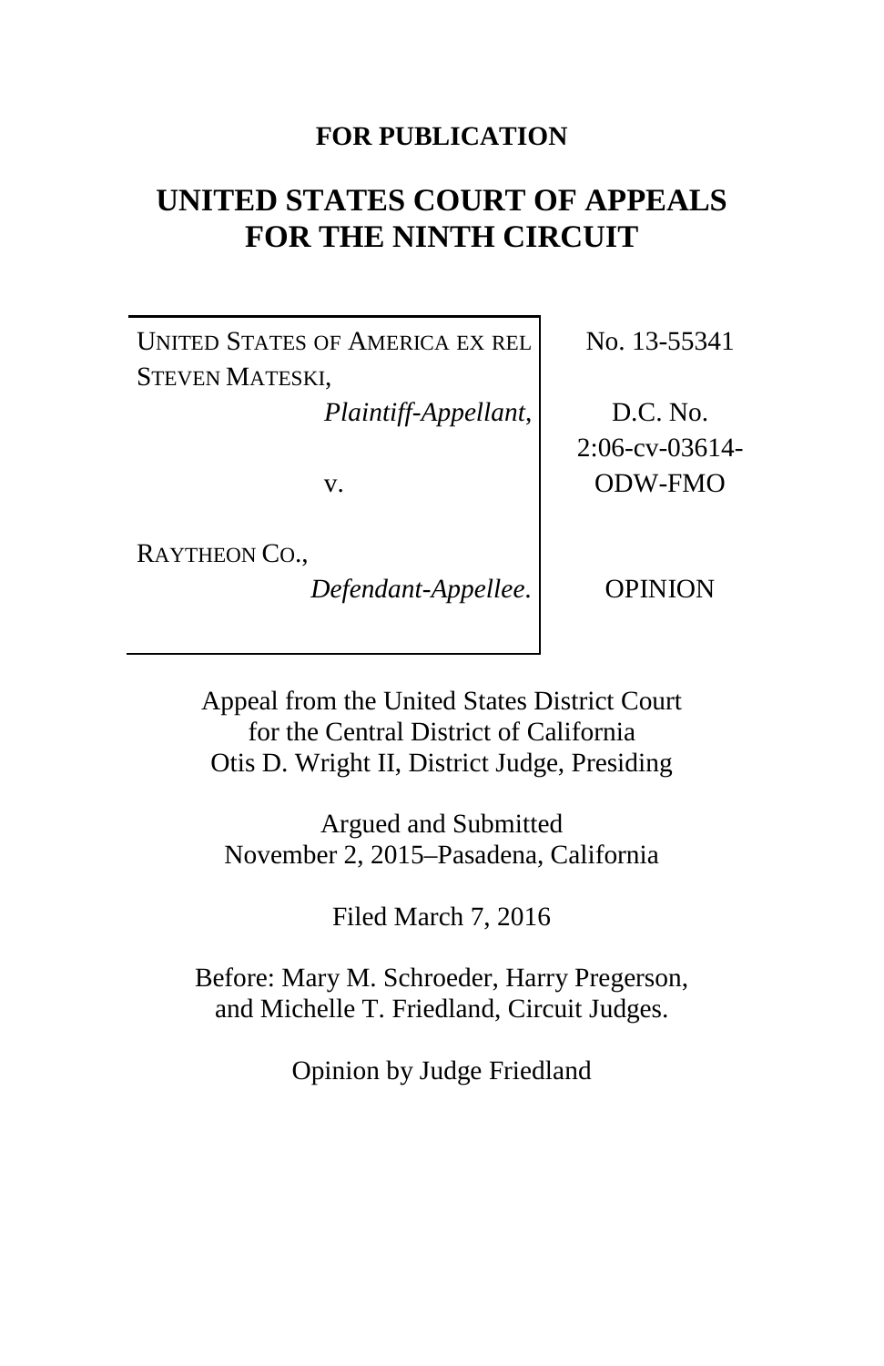**FOR PUBLICATION**

# UNITED STATES COURT OF APPEALS FOR THE NINTH CIRCUIT

| | |
|---|---|
| UNITED STATES OF AMERICA EX REL STEVEN MATESKI, *Plaintiff-Appellant,* | No. 13-55341 |
| v. | D.C. No. 2:06-cv-03614-ODW-FMO |
| RAYTHEON CO., *Defendant-Appellee.* | OPINION |

Appeal from the United States District Court for the Central District of California
Otis D. Wright II, District Judge, Presiding

Argued and Submitted
November 2, 2015–Pasadena, California

Filed March 7, 2016

Before: Mary M. Schroeder, Harry Pregerson, and Michelle T. Friedland, Circuit Judges.

Opinion by Judge Friedland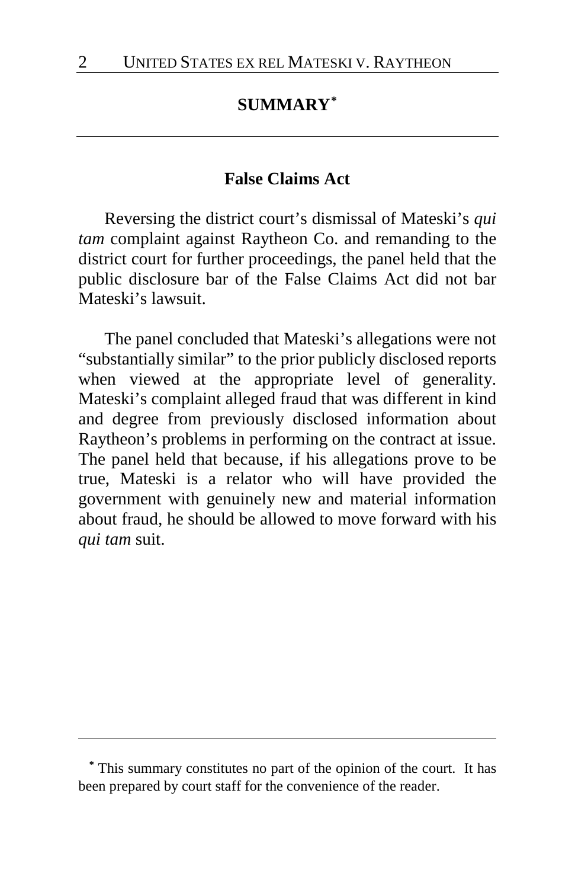## SUMMARY*

### False Claims Act

Reversing the district court's dismissal of Mateski's *qui tam* complaint against Raytheon Co. and remanding to the district court for further proceedings, the panel held that the public disclosure bar of the False Claims Act did not bar Mateski's lawsuit.

The panel concluded that Mateski's allegations were not "substantially similar" to the prior publicly disclosed reports when viewed at the appropriate level of generality. Mateski's complaint alleged fraud that was different in kind and degree from previously disclosed information about Raytheon's problems in performing on the contract at issue. The panel held that because, if his allegations prove to be true, Mateski is a relator who will have provided the government with genuinely new and material information about fraud, he should be allowed to move forward with his *qui tam* suit.

---

* This summary constitutes no part of the opinion of the court. It has been prepared by court staff for the convenience of the reader.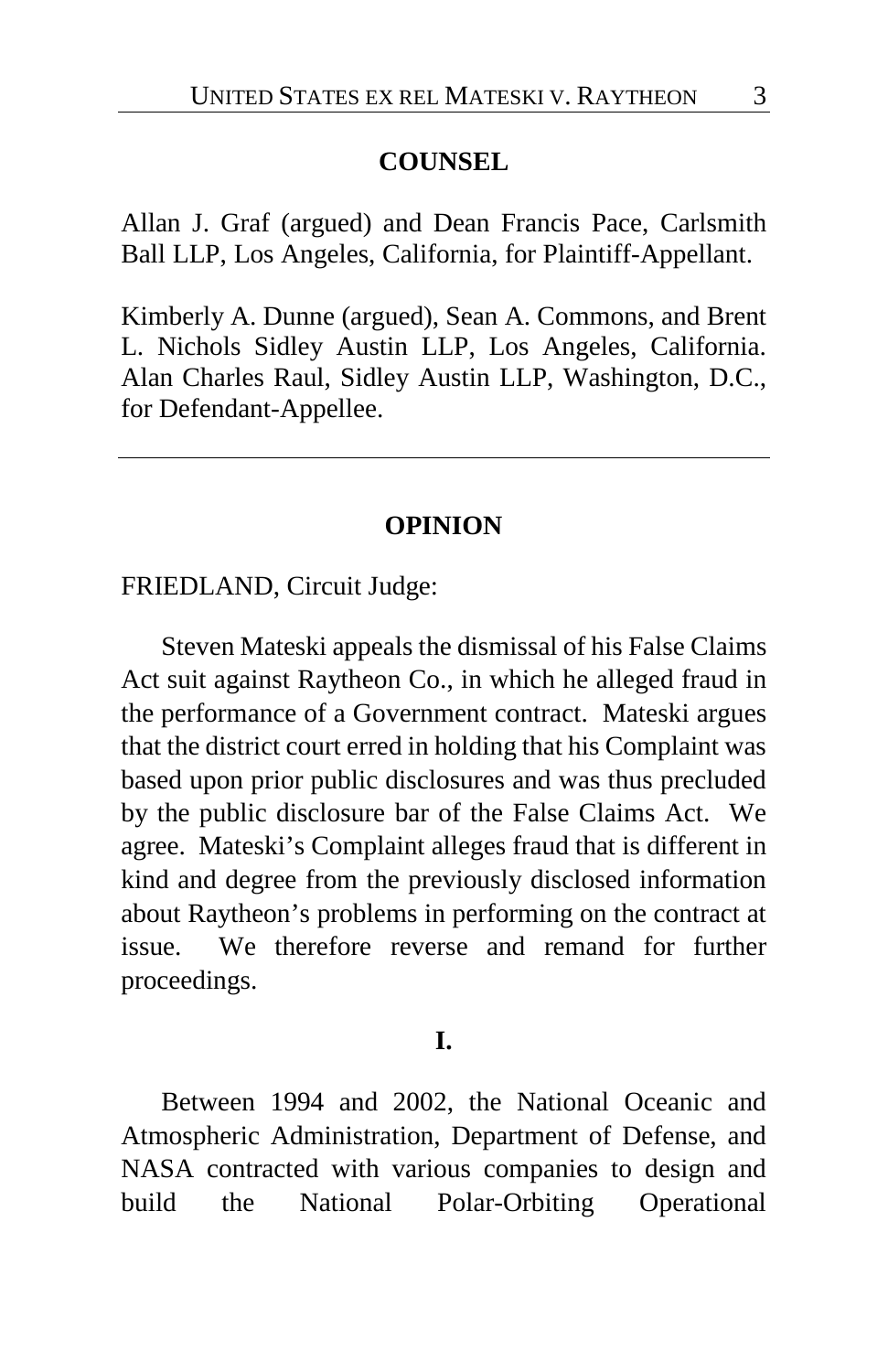## COUNSEL

Allan J. Graf (argued) and Dean Francis Pace, Carlsmith Ball LLP, Los Angeles, California, for Plaintiff-Appellant.

Kimberly A. Dunne (argued), Sean A. Commons, and Brent L. Nichols Sidley Austin LLP, Los Angeles, California. Alan Charles Raul, Sidley Austin LLP, Washington, D.C., for Defendant-Appellee.

---

## OPINION

FRIEDLAND, Circuit Judge:

Steven Mateski appeals the dismissal of his False Claims Act suit against Raytheon Co., in which he alleged fraud in the performance of a Government contract. Mateski argues that the district court erred in holding that his Complaint was based upon prior public disclosures and was thus precluded by the public disclosure bar of the False Claims Act. We agree. Mateski's Complaint alleges fraud that is different in kind and degree from the previously disclosed information about Raytheon's problems in performing on the contract at issue. We therefore reverse and remand for further proceedings.

### I.

Between 1994 and 2002, the National Oceanic and Atmospheric Administration, Department of Defense, and NASA contracted with various companies to design and build the National Polar-Orbiting Operational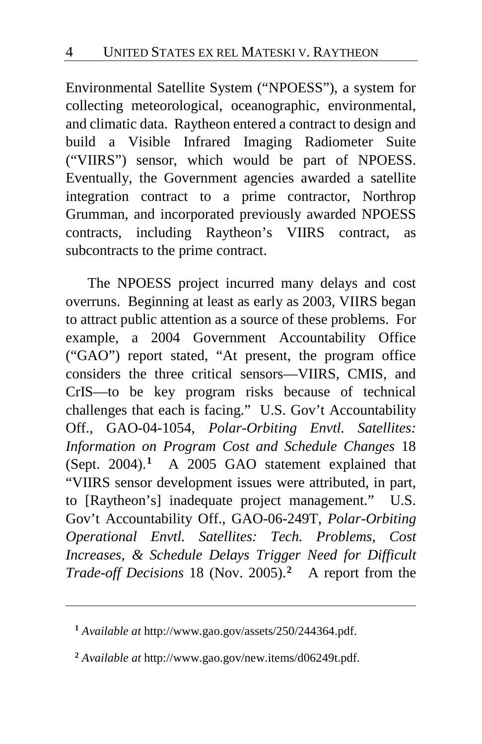Environmental Satellite System ("NPOESS"), a system for collecting meteorological, oceanographic, environmental, and climatic data. Raytheon entered a contract to design and build a Visible Infrared Imaging Radiometer Suite ("VIIRS") sensor, which would be part of NPOESS. Eventually, the Government agencies awarded a satellite integration contract to a prime contractor, Northrop Grumman, and incorporated previously awarded NPOESS contracts, including Raytheon's VIIRS contract, as subcontracts to the prime contract.

The NPOESS project incurred many delays and cost overruns. Beginning at least as early as 2003, VIIRS began to attract public attention as a source of these problems. For example, a 2004 Government Accountability Office ("GAO") report stated, "At present, the program office considers the three critical sensors—VIIRS, CMIS, and CrIS—to be key program risks because of technical challenges that each is facing." U.S. Gov't Accountability Off., GAO-04-1054, *Polar-Orbiting Envtl. Satellites: Information on Program Cost and Schedule Changes* 18 (Sept. 2004).[1] A 2005 GAO statement explained that "VIIRS sensor development issues were attributed, in part, to [Raytheon's] inadequate project management." U.S. Gov't Accountability Off., GAO-06-249T, *Polar-Orbiting Operational Envtl. Satellites: Tech. Problems, Cost Increases, & Schedule Delays Trigger Need for Difficult Trade-off Decisions* 18 (Nov. 2005).[2] A report from the

---

[1] *Available at* http://www.gao.gov/assets/250/244364.pdf.

[2] *Available at* http://www.gao.gov/new.items/d06249t.pdf.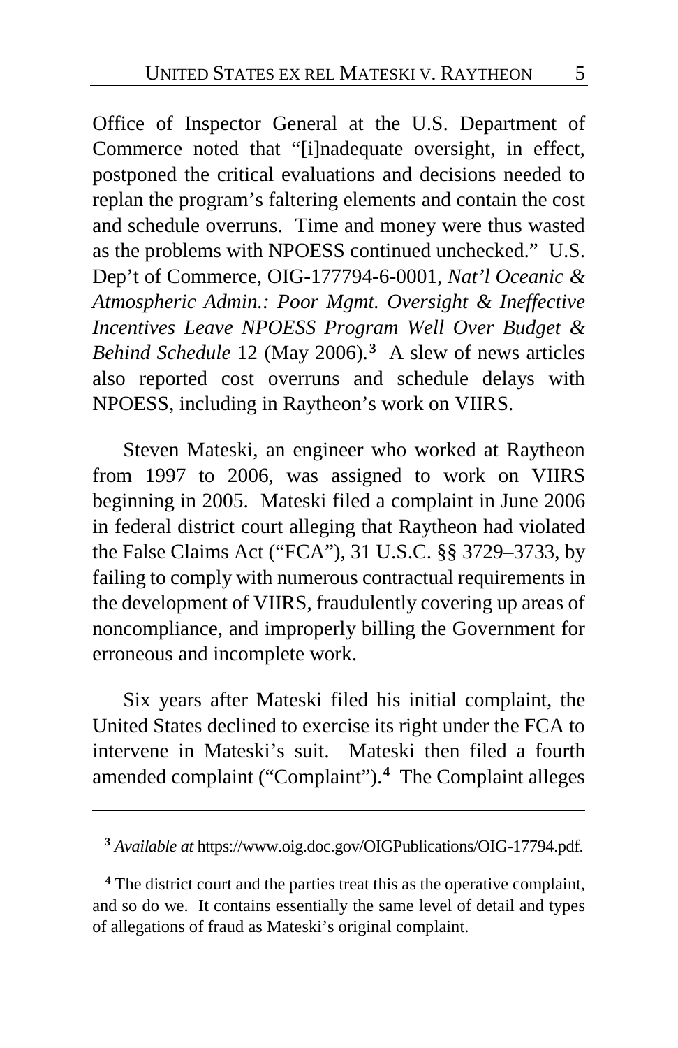Office of Inspector General at the U.S. Department of Commerce noted that "[i]nadequate oversight, in effect, postponed the critical evaluations and decisions needed to replan the program's faltering elements and contain the cost and schedule overruns. Time and money were thus wasted as the problems with NPOESS continued unchecked." U.S. Dep't of Commerce, OIG-177794-6-0001, *Nat'l Oceanic & Atmospheric Admin.: Poor Mgmt. Oversight & Ineffective Incentives Leave NPOESS Program Well Over Budget & Behind Schedule* 12 (May 2006).[3] A slew of news articles also reported cost overruns and schedule delays with NPOESS, including in Raytheon's work on VIIRS.

Steven Mateski, an engineer who worked at Raytheon from 1997 to 2006, was assigned to work on VIIRS beginning in 2005. Mateski filed a complaint in June 2006 in federal district court alleging that Raytheon had violated the False Claims Act ("FCA"), 31 U.S.C. §§ 3729–3733, by failing to comply with numerous contractual requirements in the development of VIIRS, fraudulently covering up areas of noncompliance, and improperly billing the Government for erroneous and incomplete work.

Six years after Mateski filed his initial complaint, the United States declined to exercise its right under the FCA to intervene in Mateski's suit. Mateski then filed a fourth amended complaint ("Complaint").[4] The Complaint alleges

---

[3] *Available at* https://www.oig.doc.gov/OIGPublications/OIG-17794.pdf.

[4] The district court and the parties treat this as the operative complaint, and so do we. It contains essentially the same level of detail and types of allegations of fraud as Mateski's original complaint.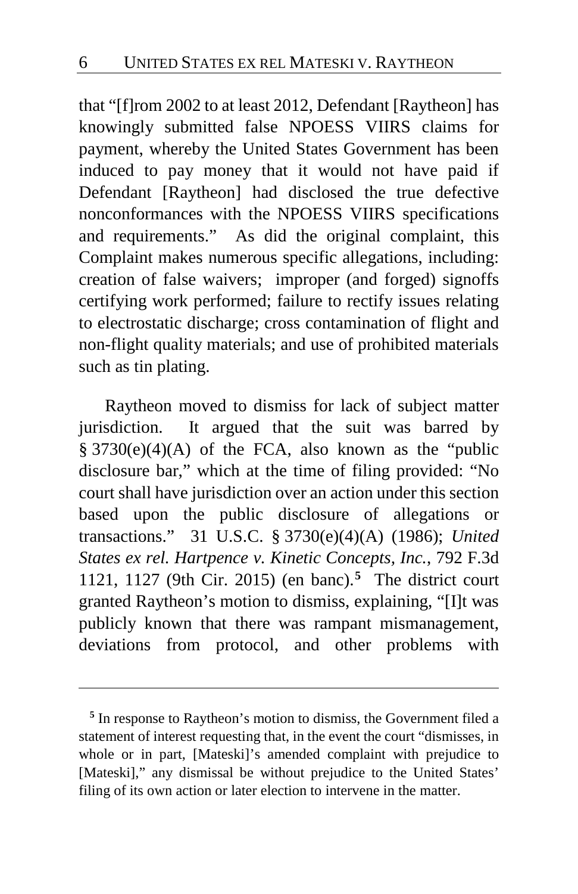that "[f]rom 2002 to at least 2012, Defendant [Raytheon] has knowingly submitted false NPOESS VIIRS claims for payment, whereby the United States Government has been induced to pay money that it would not have paid if Defendant [Raytheon] had disclosed the true defective nonconformances with the NPOESS VIIRS specifications and requirements." As did the original complaint, this Complaint makes numerous specific allegations, including: creation of false waivers; improper (and forged) signoffs certifying work performed; failure to rectify issues relating to electrostatic discharge; cross contamination of flight and non-flight quality materials; and use of prohibited materials such as tin plating.

Raytheon moved to dismiss for lack of subject matter jurisdiction. It argued that the suit was barred by § 3730(e)(4)(A) of the FCA, also known as the "public disclosure bar," which at the time of filing provided: "No court shall have jurisdiction over an action under this section based upon the public disclosure of allegations or transactions." 31 U.S.C. § 3730(e)(4)(A) (1986); *United States ex rel. Hartpence v. Kinetic Concepts, Inc.*, 792 F.3d 1121, 1127 (9th Cir. 2015) (en banc).[5] The district court granted Raytheon's motion to dismiss, explaining, "[I]t was publicly known that there was rampant mismanagement, deviations from protocol, and other problems with

---

[5] In response to Raytheon's motion to dismiss, the Government filed a statement of interest requesting that, in the event the court "dismisses, in whole or in part, [Mateski]'s amended complaint with prejudice to [Mateski]," any dismissal be without prejudice to the United States' filing of its own action or later election to intervene in the matter.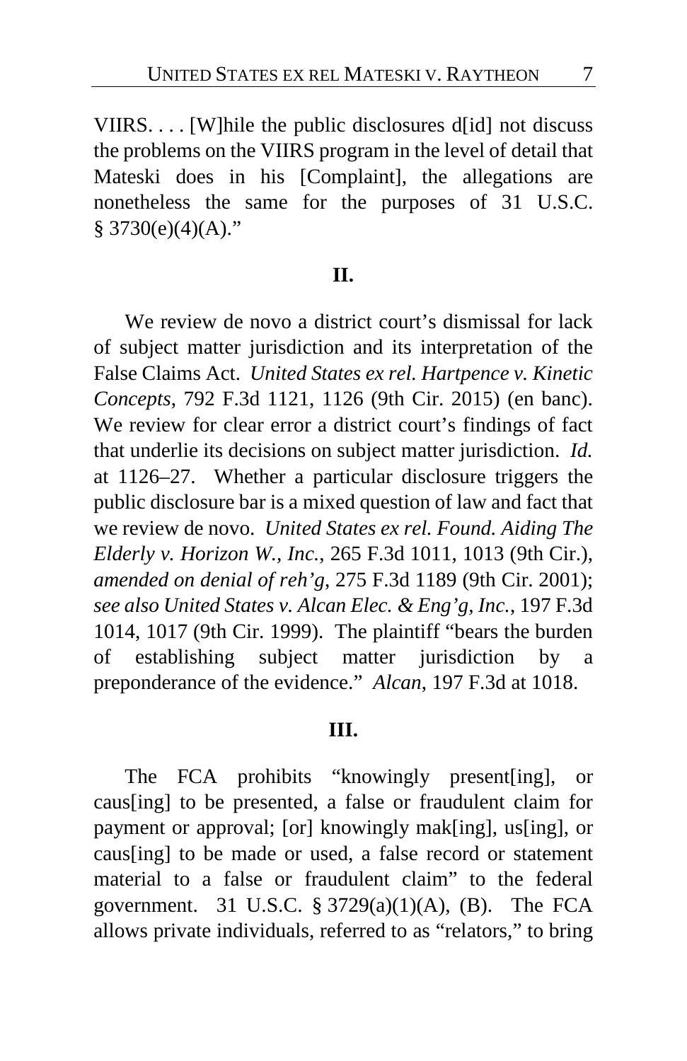VIIRS. . . . [W]hile the public disclosures d[id] not discuss the problems on the VIIRS program in the level of detail that Mateski does in his [Complaint], the allegations are nonetheless the same for the purposes of 31 U.S.C. § 3730(e)(4)(A)."

## II.

We review de novo a district court's dismissal for lack of subject matter jurisdiction and its interpretation of the False Claims Act. *United States ex rel. Hartpence v. Kinetic Concepts*, 792 F.3d 1121, 1126 (9th Cir. 2015) (en banc). We review for clear error a district court's findings of fact that underlie its decisions on subject matter jurisdiction. *Id.* at 1126–27. Whether a particular disclosure triggers the public disclosure bar is a mixed question of law and fact that we review de novo. *United States ex rel. Found. Aiding The Elderly v. Horizon W., Inc.*, 265 F.3d 1011, 1013 (9th Cir.), *amended on denial of reh'g*, 275 F.3d 1189 (9th Cir. 2001); *see also United States v. Alcan Elec. & Eng'g, Inc.*, 197 F.3d 1014, 1017 (9th Cir. 1999). The plaintiff "bears the burden of establishing subject matter jurisdiction by a preponderance of the evidence." *Alcan*, 197 F.3d at 1018.

## III.

The FCA prohibits "knowingly present[ing], or caus[ing] to be presented, a false or fraudulent claim for payment or approval; [or] knowingly mak[ing], us[ing], or caus[ing] to be made or used, a false record or statement material to a false or fraudulent claim" to the federal government. 31 U.S.C. § 3729(a)(1)(A), (B). The FCA allows private individuals, referred to as "relators," to bring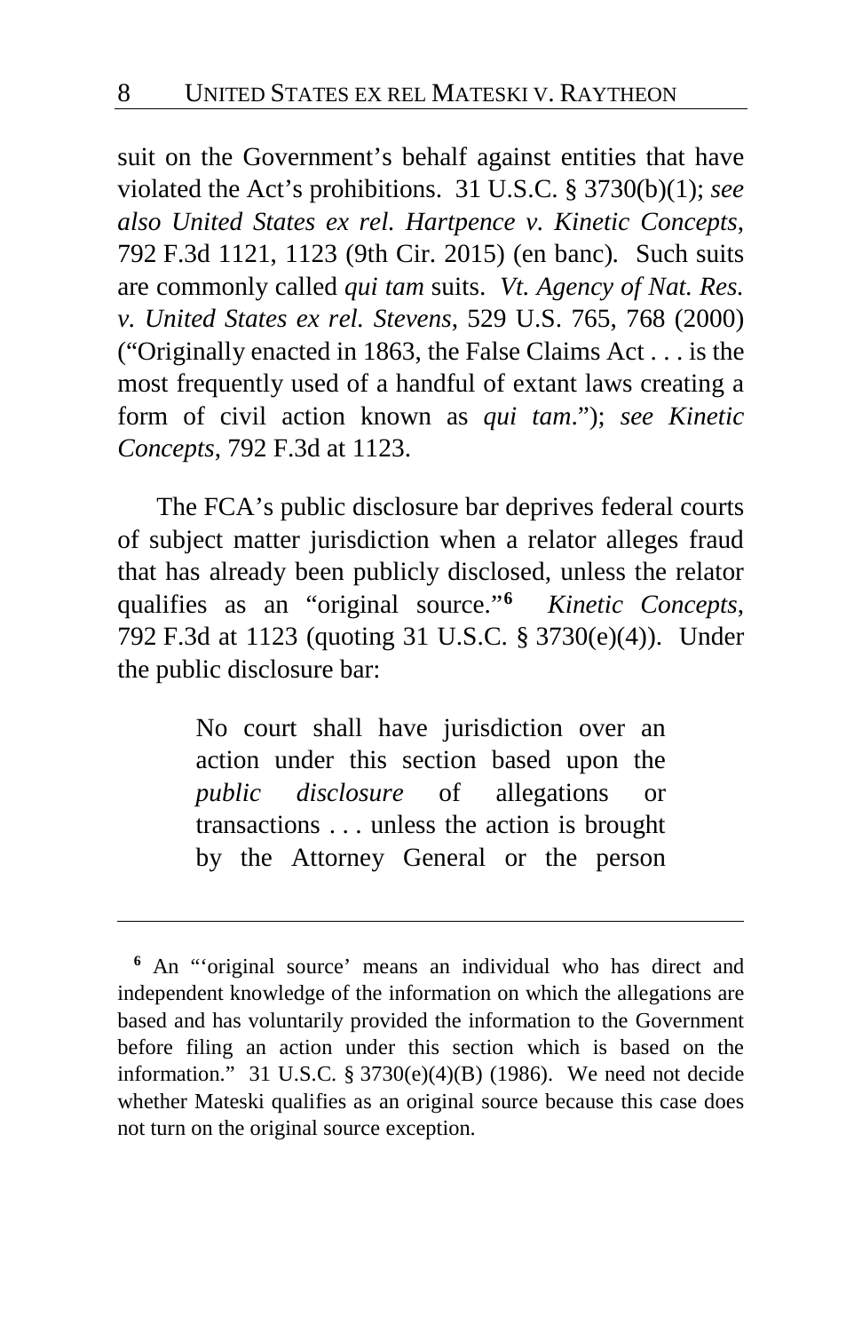suit on the Government's behalf against entities that have violated the Act's prohibitions. 31 U.S.C. § 3730(b)(1); *see also United States ex rel. Hartpence v. Kinetic Concepts*, 792 F.3d 1121, 1123 (9th Cir. 2015) (en banc). Such suits are commonly called *qui tam* suits. *Vt. Agency of Nat. Res. v. United States ex rel. Stevens*, 529 U.S. 765, 768 (2000) ("Originally enacted in 1863, the False Claims Act . . . is the most frequently used of a handful of extant laws creating a form of civil action known as *qui tam*."); *see Kinetic Concepts*, 792 F.3d at 1123.

The FCA's public disclosure bar deprives federal courts of subject matter jurisdiction when a relator alleges fraud that has already been publicly disclosed, unless the relator qualifies as an "original source."[6] *Kinetic Concepts*, 792 F.3d at 1123 (quoting 31 U.S.C. § 3730(e)(4)). Under the public disclosure bar:

> No court shall have jurisdiction over an action under this section based upon the *public disclosure* of allegations or transactions . . . unless the action is brought by the Attorney General or the person

---

[6] An "'original source' means an individual who has direct and independent knowledge of the information on which the allegations are based and has voluntarily provided the information to the Government before filing an action under this section which is based on the information." 31 U.S.C. § 3730(e)(4)(B) (1986). We need not decide whether Mateski qualifies as an original source because this case does not turn on the original source exception.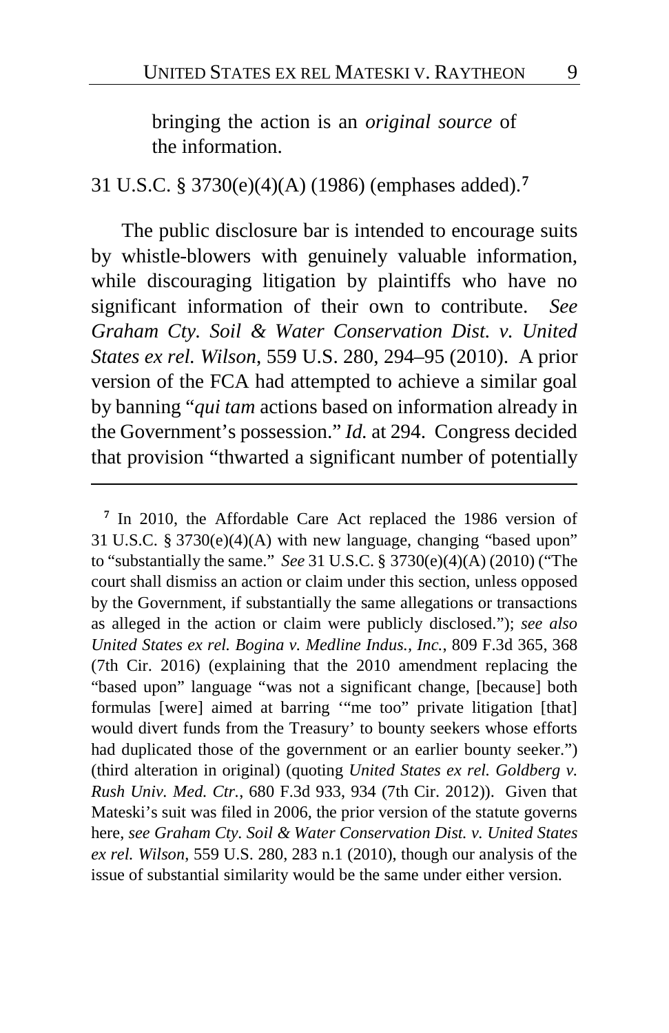bringing the action is an *original source* of the information.

31 U.S.C. § 3730(e)(4)(A) (1986) (emphases added).[7]

The public disclosure bar is intended to encourage suits by whistle-blowers with genuinely valuable information, while discouraging litigation by plaintiffs who have no significant information of their own to contribute. *See Graham Cty. Soil & Water Conservation Dist. v. United States ex rel. Wilson*, 559 U.S. 280, 294–95 (2010). A prior version of the FCA had attempted to achieve a similar goal by banning "*qui tam* actions based on information already in the Government's possession." *Id.* at 294. Congress decided that provision "thwarted a significant number of potentially

---

[7] In 2010, the Affordable Care Act replaced the 1986 version of 31 U.S.C. § 3730(e)(4)(A) with new language, changing "based upon" to "substantially the same." *See* 31 U.S.C. § 3730(e)(4)(A) (2010) ("The court shall dismiss an action or claim under this section, unless opposed by the Government, if substantially the same allegations or transactions as alleged in the action or claim were publicly disclosed."); *see also United States ex rel. Bogina v. Medline Indus., Inc.*, 809 F.3d 365, 368 (7th Cir. 2016) (explaining that the 2010 amendment replacing the "based upon" language "was not a significant change, [because] both formulas [were] aimed at barring '"me too" private litigation [that] would divert funds from the Treasury' to bounty seekers whose efforts had duplicated those of the government or an earlier bounty seeker.") (third alteration in original) (quoting *United States ex rel. Goldberg v. Rush Univ. Med. Ctr.*, 680 F.3d 933, 934 (7th Cir. 2012)). Given that Mateski's suit was filed in 2006, the prior version of the statute governs here, *see Graham Cty. Soil & Water Conservation Dist. v. United States ex rel. Wilson*, 559 U.S. 280, 283 n.1 (2010), though our analysis of the issue of substantial similarity would be the same under either version.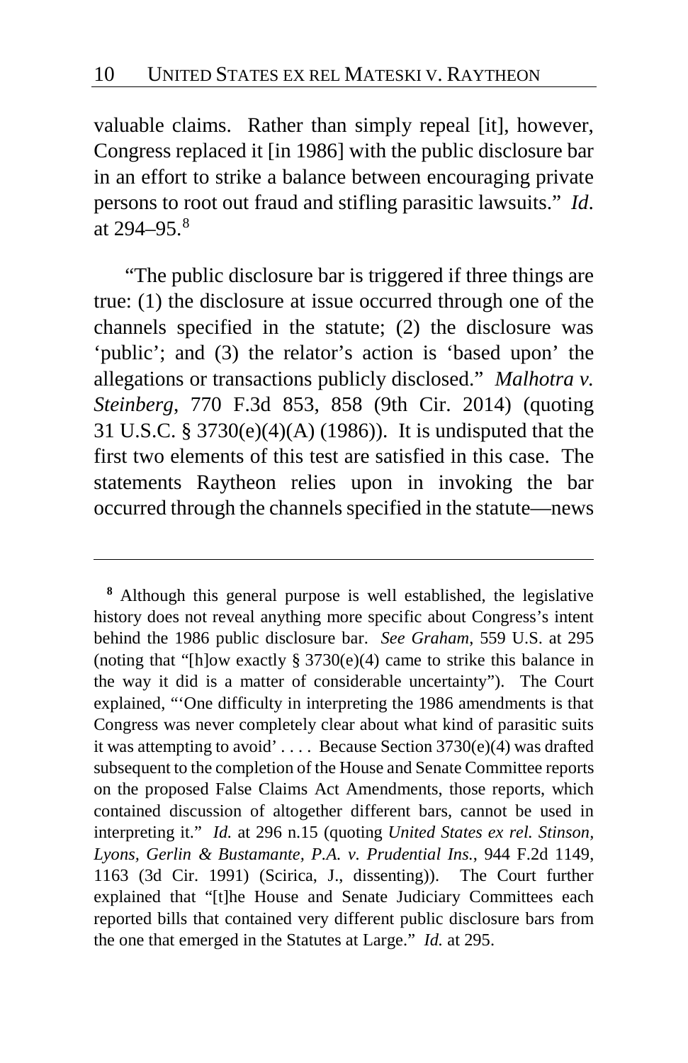valuable claims. Rather than simply repeal [it], however, Congress replaced it [in 1986] with the public disclosure bar in an effort to strike a balance between encouraging private persons to root out fraud and stifling parasitic lawsuits." *Id*. at 294–95.[8]

"The public disclosure bar is triggered if three things are true: (1) the disclosure at issue occurred through one of the channels specified in the statute; (2) the disclosure was 'public'; and (3) the relator's action is 'based upon' the allegations or transactions publicly disclosed." *Malhotra v. Steinberg*, 770 F.3d 853, 858 (9th Cir. 2014) (quoting 31 U.S.C. § 3730(e)(4)(A) (1986)). It is undisputed that the first two elements of this test are satisfied in this case. The statements Raytheon relies upon in invoking the bar occurred through the channels specified in the statute—news

---

[8] Although this general purpose is well established, the legislative history does not reveal anything more specific about Congress's intent behind the 1986 public disclosure bar. *See Graham*, 559 U.S. at 295 (noting that "[h]ow exactly § 3730(e)(4) came to strike this balance in the way it did is a matter of considerable uncertainty"). The Court explained, "'One difficulty in interpreting the 1986 amendments is that Congress was never completely clear about what kind of parasitic suits it was attempting to avoid' . . . . Because Section 3730(e)(4) was drafted subsequent to the completion of the House and Senate Committee reports on the proposed False Claims Act Amendments, those reports, which contained discussion of altogether different bars, cannot be used in interpreting it." *Id.* at 296 n.15 (quoting *United States ex rel. Stinson, Lyons, Gerlin & Bustamante, P.A. v. Prudential Ins.*, 944 F.2d 1149, 1163 (3d Cir. 1991) (Scirica, J., dissenting)). The Court further explained that "[t]he House and Senate Judiciary Committees each reported bills that contained very different public disclosure bars from the one that emerged in the Statutes at Large." *Id.* at 295.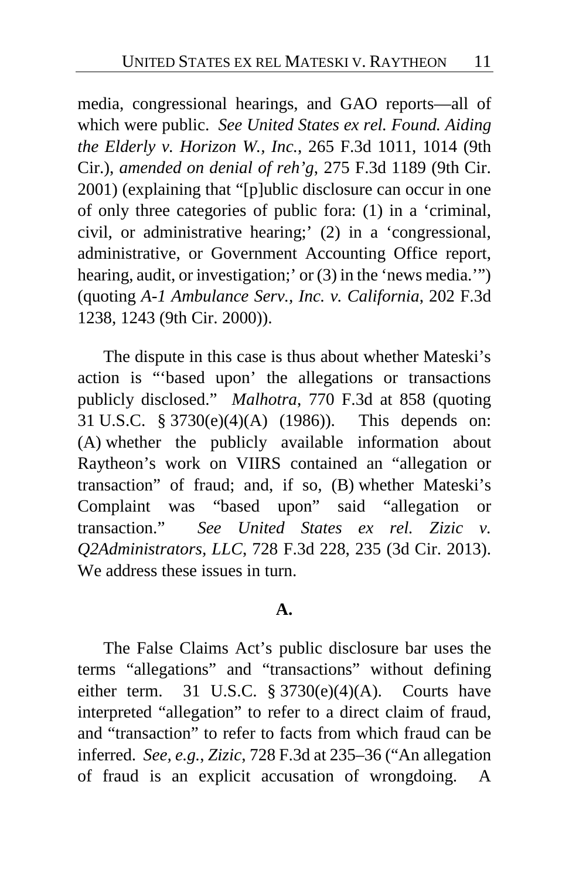media, congressional hearings, and GAO reports—all of which were public. *See United States ex rel. Found. Aiding the Elderly v. Horizon W., Inc.*, 265 F.3d 1011, 1014 (9th Cir.), *amended on denial of reh'g*, 275 F.3d 1189 (9th Cir. 2001) (explaining that "[p]ublic disclosure can occur in one of only three categories of public fora: (1) in a 'criminal, civil, or administrative hearing;' (2) in a 'congressional, administrative, or Government Accounting Office report, hearing, audit, or investigation;' or (3) in the 'news media.'") (quoting *A-1 Ambulance Serv., Inc. v. California*, 202 F.3d 1238, 1243 (9th Cir. 2000)).

The dispute in this case is thus about whether Mateski's action is "'based upon' the allegations or transactions publicly disclosed." *Malhotra*, 770 F.3d at 858 (quoting 31 U.S.C. § 3730(e)(4)(A) (1986)). This depends on: (A) whether the publicly available information about Raytheon's work on VIIRS contained an "allegation or transaction" of fraud; and, if so, (B) whether Mateski's Complaint was "based upon" said "allegation or transaction." *See United States ex rel. Zizic v. Q2Administrators, LLC*, 728 F.3d 228, 235 (3d Cir. 2013). We address these issues in turn.

**A.**

The False Claims Act's public disclosure bar uses the terms "allegations" and "transactions" without defining either term. 31 U.S.C. § 3730(e)(4)(A). Courts have interpreted "allegation" to refer to a direct claim of fraud, and "transaction" to refer to facts from which fraud can be inferred. *See, e.g.*, *Zizic*, 728 F.3d at 235–36 ("An allegation of fraud is an explicit accusation of wrongdoing. A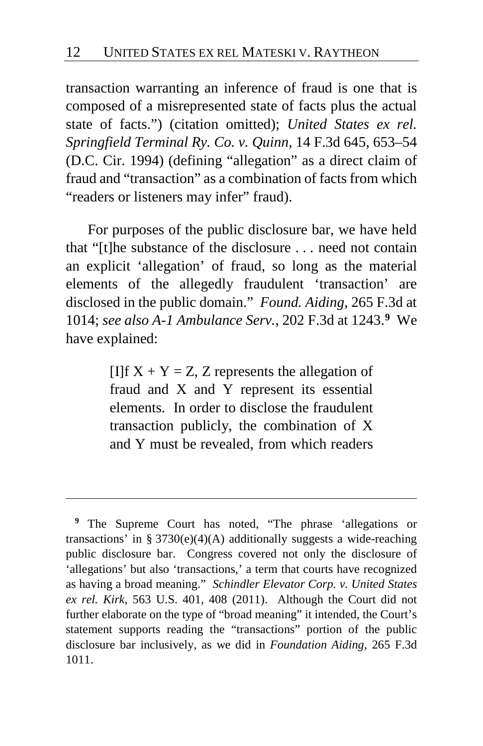transaction warranting an inference of fraud is one that is composed of a misrepresented state of facts plus the actual state of facts.") (citation omitted); *United States ex rel. Springfield Terminal Ry. Co. v. Quinn*, 14 F.3d 645, 653–54 (D.C. Cir. 1994) (defining "allegation" as a direct claim of fraud and "transaction" as a combination of facts from which "readers or listeners may infer" fraud).

For purposes of the public disclosure bar, we have held that "[t]he substance of the disclosure . . . need not contain an explicit 'allegation' of fraud, so long as the material elements of the allegedly fraudulent 'transaction' are disclosed in the public domain." *Found. Aiding*, 265 F.3d at 1014; *see also A-1 Ambulance Serv.*, 202 F.3d at 1243.[9] We have explained:

> [I]f X + Y = Z, Z represents the allegation of fraud and X and Y represent its essential elements. In order to disclose the fraudulent transaction publicly, the combination of X and Y must be revealed, from which readers

---

[9] The Supreme Court has noted, "The phrase 'allegations or transactions' in § 3730(e)(4)(A) additionally suggests a wide-reaching public disclosure bar. Congress covered not only the disclosure of 'allegations' but also 'transactions,' a term that courts have recognized as having a broad meaning." *Schindler Elevator Corp. v. United States ex rel. Kirk*, 563 U.S. 401, 408 (2011). Although the Court did not further elaborate on the type of "broad meaning" it intended, the Court's statement supports reading the "transactions" portion of the public disclosure bar inclusively, as we did in *Foundation Aiding*, 265 F.3d 1011.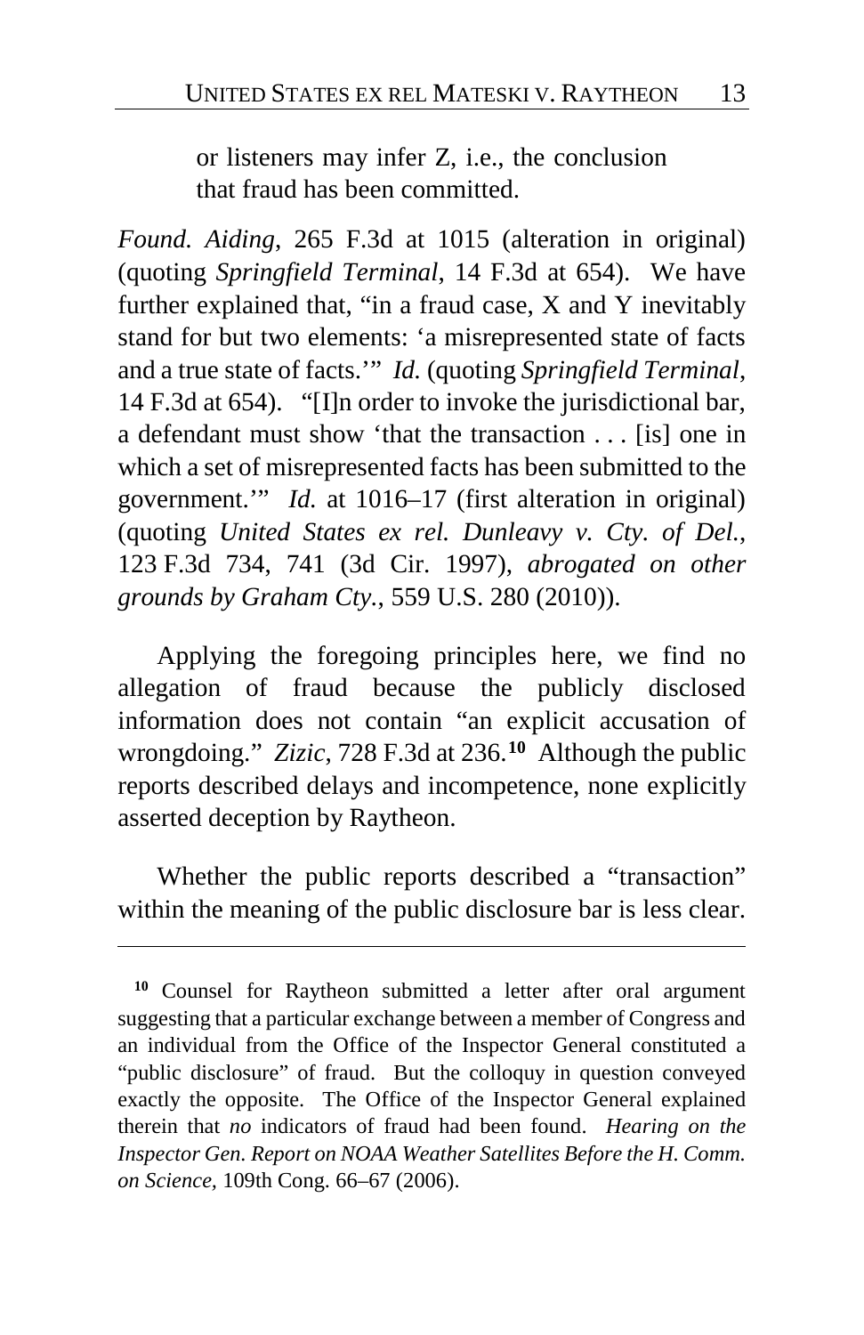> or listeners may infer Z, i.e., the conclusion that fraud has been committed.

*Found. Aiding*, 265 F.3d at 1015 (alteration in original) (quoting *Springfield Terminal*, 14 F.3d at 654). We have further explained that, "in a fraud case, X and Y inevitably stand for but two elements: 'a misrepresented state of facts and a true state of facts.'" *Id.* (quoting *Springfield Terminal*, 14 F.3d at 654). "[I]n order to invoke the jurisdictional bar, a defendant must show 'that the transaction . . . [is] one in which a set of misrepresented facts has been submitted to the government.'" *Id.* at 1016–17 (first alteration in original) (quoting *United States ex rel. Dunleavy v. Cty. of Del.*, 123 F.3d 734, 741 (3d Cir. 1997), *abrogated on other grounds by Graham Cty.*, 559 U.S. 280 (2010)).

Applying the foregoing principles here, we find no allegation of fraud because the publicly disclosed information does not contain "an explicit accusation of wrongdoing." *Zizic*, 728 F.3d at 236.[10] Although the public reports described delays and incompetence, none explicitly asserted deception by Raytheon.

Whether the public reports described a "transaction" within the meaning of the public disclosure bar is less clear.

---

[10] Counsel for Raytheon submitted a letter after oral argument suggesting that a particular exchange between a member of Congress and an individual from the Office of the Inspector General constituted a "public disclosure" of fraud. But the colloquy in question conveyed exactly the opposite. The Office of the Inspector General explained therein that *no* indicators of fraud had been found. *Hearing on the Inspector Gen. Report on NOAA Weather Satellites Before the H. Comm. on Science*, 109th Cong. 66–67 (2006).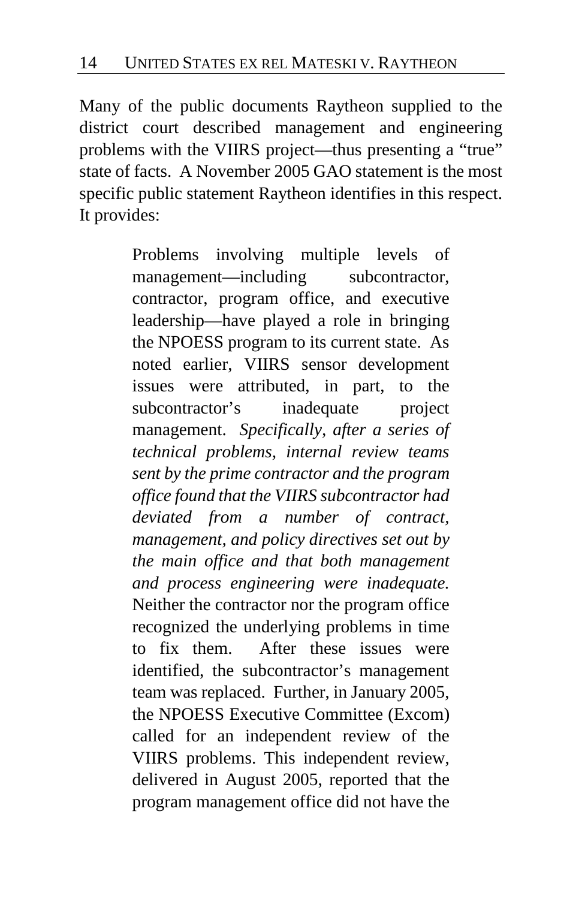Many of the public documents Raytheon supplied to the district court described management and engineering problems with the VIIRS project—thus presenting a "true" state of facts. A November 2005 GAO statement is the most specific public statement Raytheon identifies in this respect. It provides:

> Problems involving multiple levels of management—including subcontractor, contractor, program office, and executive leadership—have played a role in bringing the NPOESS program to its current state. As noted earlier, VIIRS sensor development issues were attributed, in part, to the subcontractor's inadequate project management. *Specifically, after a series of technical problems, internal review teams sent by the prime contractor and the program office found that the VIIRS subcontractor had deviated from a number of contract, management, and policy directives set out by the main office and that both management and process engineering were inadequate.* Neither the contractor nor the program office recognized the underlying problems in time to fix them. After these issues were identified, the subcontractor's management team was replaced. Further, in January 2005, the NPOESS Executive Committee (Excom) called for an independent review of the VIIRS problems. This independent review, delivered in August 2005, reported that the program management office did not have the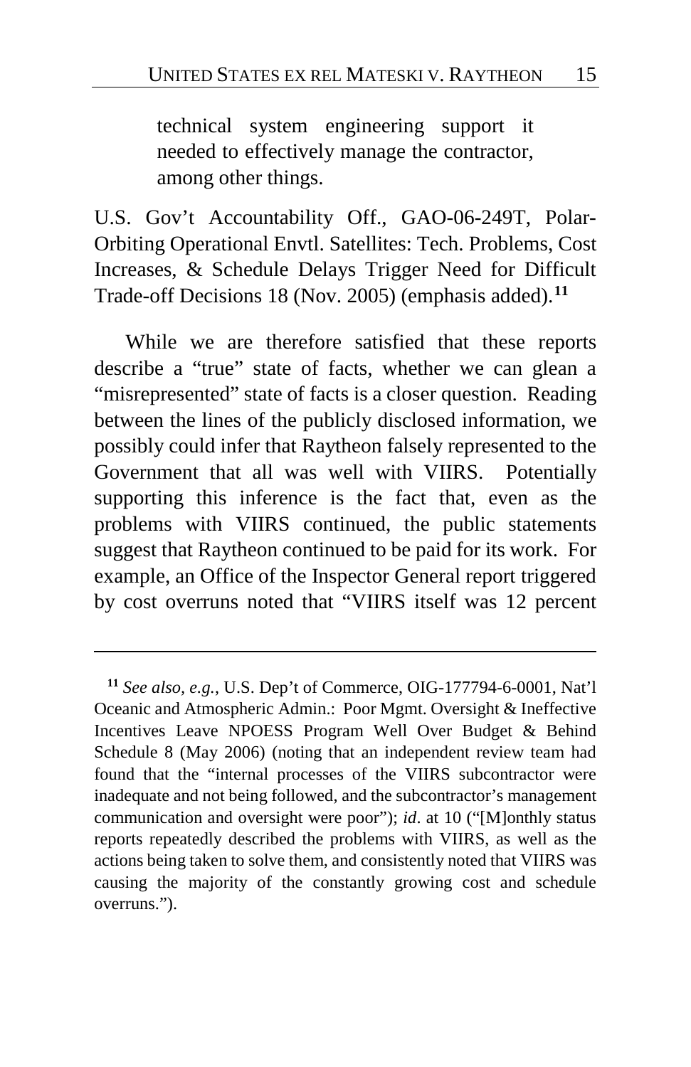> technical system engineering support it needed to effectively manage the contractor, among other things.

U.S. Gov't Accountability Off., GAO-06-249T, Polar-Orbiting Operational Envtl. Satellites: Tech. Problems, Cost Increases, & Schedule Delays Trigger Need for Difficult Trade-off Decisions 18 (Nov. 2005) (emphasis added).[11]

While we are therefore satisfied that these reports describe a "true" state of facts, whether we can glean a "misrepresented" state of facts is a closer question. Reading between the lines of the publicly disclosed information, we possibly could infer that Raytheon falsely represented to the Government that all was well with VIIRS. Potentially supporting this inference is the fact that, even as the problems with VIIRS continued, the public statements suggest that Raytheon continued to be paid for its work. For example, an Office of the Inspector General report triggered by cost overruns noted that "VIIRS itself was 12 percent

---

[11] *See also, e.g.*, U.S. Dep't of Commerce, OIG-177794-6-0001, Nat'l Oceanic and Atmospheric Admin.: Poor Mgmt. Oversight & Ineffective Incentives Leave NPOESS Program Well Over Budget & Behind Schedule 8 (May 2006) (noting that an independent review team had found that the "internal processes of the VIIRS subcontractor were inadequate and not being followed, and the subcontractor's management communication and oversight were poor"); *id*. at 10 ("[M]onthly status reports repeatedly described the problems with VIIRS, as well as the actions being taken to solve them, and consistently noted that VIIRS was causing the majority of the constantly growing cost and schedule overruns.").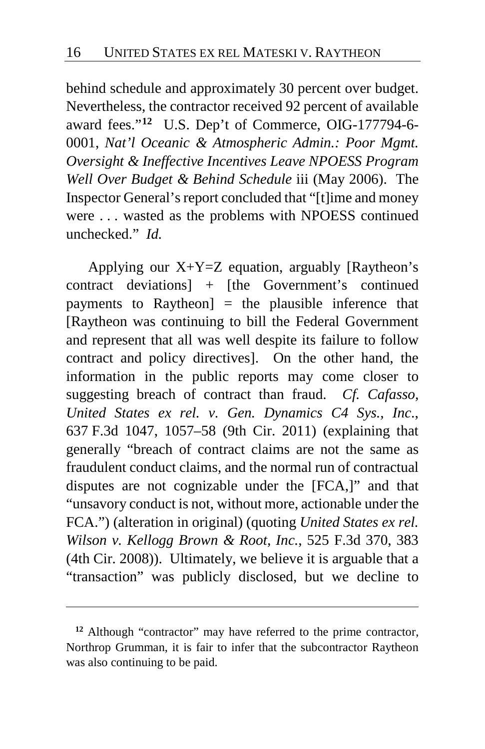behind schedule and approximately 30 percent over budget. Nevertheless, the contractor received 92 percent of available award fees."[12] U.S. Dep't of Commerce, OIG-177794-6-0001, *Nat'l Oceanic & Atmospheric Admin.: Poor Mgmt. Oversight & Ineffective Incentives Leave NPOESS Program Well Over Budget & Behind Schedule* iii (May 2006). The Inspector General's report concluded that "[t]ime and money were . . . wasted as the problems with NPOESS continued unchecked." *Id.*

Applying our X+Y=Z equation, arguably [Raytheon's contract deviations] + [the Government's continued payments to Raytheon] = the plausible inference that [Raytheon was continuing to bill the Federal Government and represent that all was well despite its failure to follow contract and policy directives]. On the other hand, the information in the public reports may come closer to suggesting breach of contract than fraud. *Cf. Cafasso, United States ex rel. v. Gen. Dynamics C4 Sys., Inc.*, 637 F.3d 1047, 1057–58 (9th Cir. 2011) (explaining that generally "breach of contract claims are not the same as fraudulent conduct claims, and the normal run of contractual disputes are not cognizable under the [FCA,]" and that "unsavory conduct is not, without more, actionable under the FCA.") (alteration in original) (quoting *United States ex rel. Wilson v. Kellogg Brown & Root, Inc.*, 525 F.3d 370, 383 (4th Cir. 2008)). Ultimately, we believe it is arguable that a "transaction" was publicly disclosed, but we decline to

---

[12] Although "contractor" may have referred to the prime contractor, Northrop Grumman, it is fair to infer that the subcontractor Raytheon was also continuing to be paid.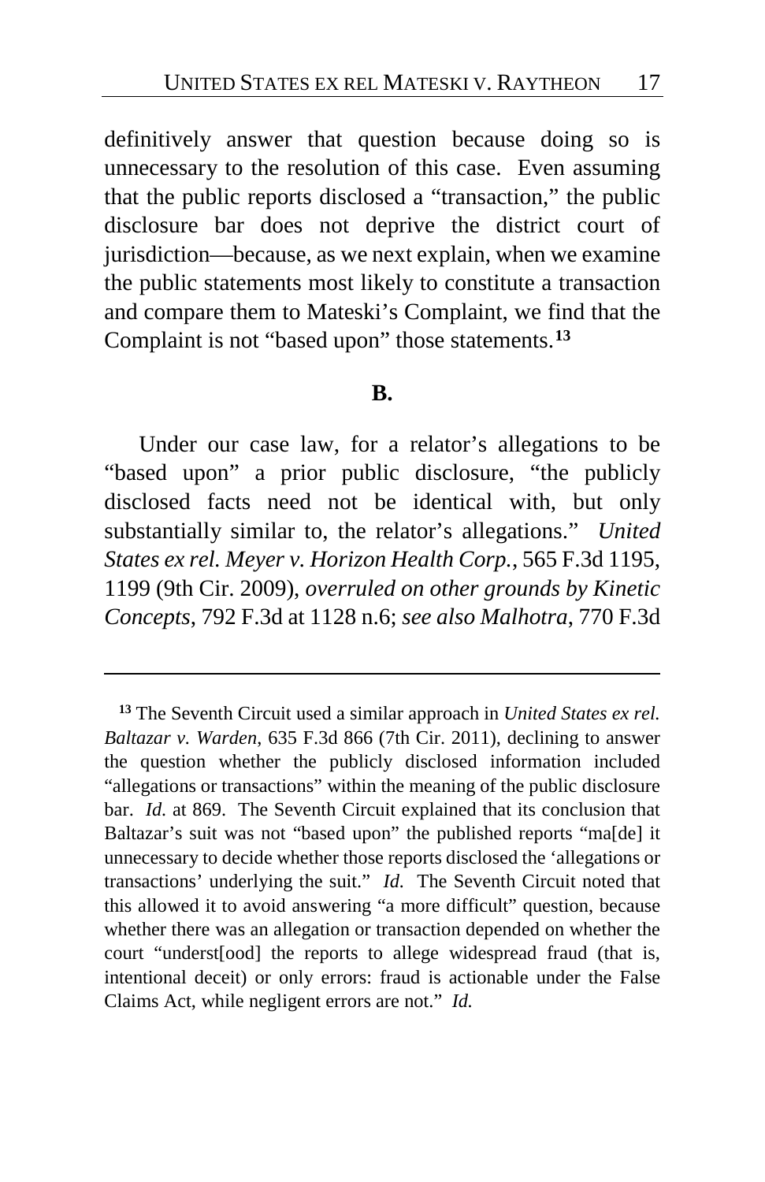definitively answer that question because doing so is unnecessary to the resolution of this case. Even assuming that the public reports disclosed a "transaction," the public disclosure bar does not deprive the district court of jurisdiction—because, as we next explain, when we examine the public statements most likely to constitute a transaction and compare them to Mateski's Complaint, we find that the Complaint is not "based upon" those statements.[13]

**B.**

Under our case law, for a relator's allegations to be "based upon" a prior public disclosure, "the publicly disclosed facts need not be identical with, but only substantially similar to, the relator's allegations." *United States ex rel. Meyer v. Horizon Health Corp.*, 565 F.3d 1195, 1199 (9th Cir. 2009), *overruled on other grounds by Kinetic Concepts*, 792 F.3d at 1128 n.6; *see also Malhotra*, 770 F.3d

---

[13] The Seventh Circuit used a similar approach in *United States ex rel. Baltazar v. Warden*, 635 F.3d 866 (7th Cir. 2011), declining to answer the question whether the publicly disclosed information included "allegations or transactions" within the meaning of the public disclosure bar. *Id.* at 869. The Seventh Circuit explained that its conclusion that Baltazar's suit was not "based upon" the published reports "ma[de] it unnecessary to decide whether those reports disclosed the 'allegations or transactions' underlying the suit." *Id.* The Seventh Circuit noted that this allowed it to avoid answering "a more difficult" question, because whether there was an allegation or transaction depended on whether the court "underst[ood] the reports to allege widespread fraud (that is, intentional deceit) or only errors: fraud is actionable under the False Claims Act, while negligent errors are not." *Id.*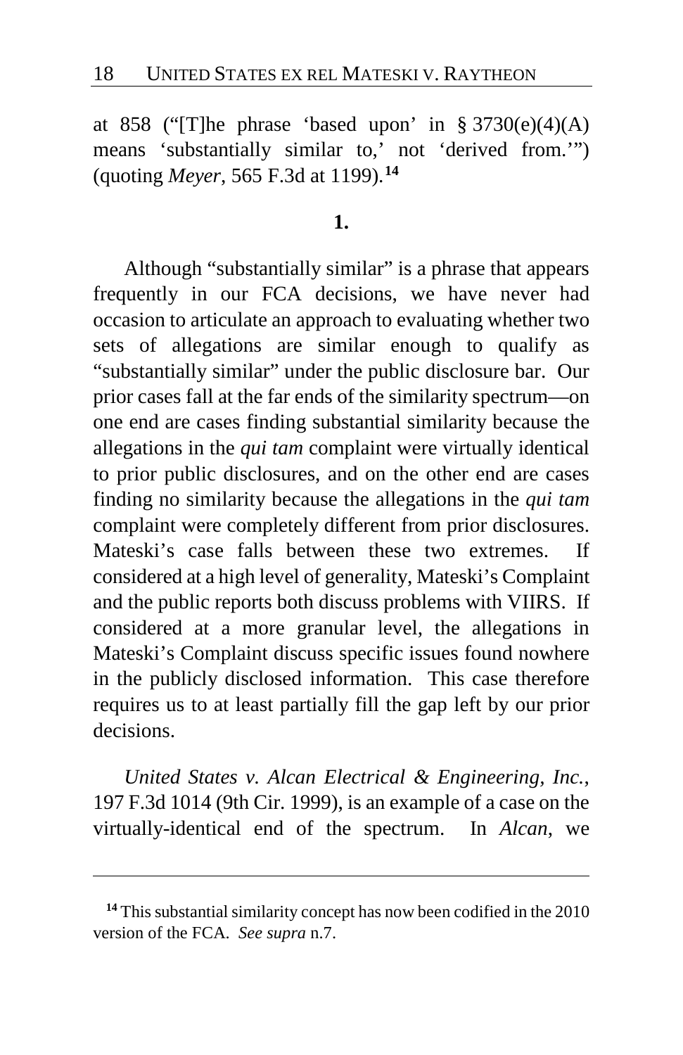at 858 ("[T]he phrase 'based upon' in § 3730(e)(4)(A) means 'substantially similar to,' not 'derived from.'") (quoting *Meyer*, 565 F.3d at 1199).[14]

**1.**

Although "substantially similar" is a phrase that appears frequently in our FCA decisions, we have never had occasion to articulate an approach to evaluating whether two sets of allegations are similar enough to qualify as "substantially similar" under the public disclosure bar. Our prior cases fall at the far ends of the similarity spectrum—on one end are cases finding substantial similarity because the allegations in the *qui tam* complaint were virtually identical to prior public disclosures, and on the other end are cases finding no similarity because the allegations in the *qui tam* complaint were completely different from prior disclosures. Mateski's case falls between these two extremes. If considered at a high level of generality, Mateski's Complaint and the public reports both discuss problems with VIIRS. If considered at a more granular level, the allegations in Mateski's Complaint discuss specific issues found nowhere in the publicly disclosed information. This case therefore requires us to at least partially fill the gap left by our prior decisions.

*United States v. Alcan Electrical & Engineering, Inc.*, 197 F.3d 1014 (9th Cir. 1999), is an example of a case on the virtually-identical end of the spectrum. In *Alcan*, we

---

[14] This substantial similarity concept has now been codified in the 2010 version of the FCA. *See supra* n.7.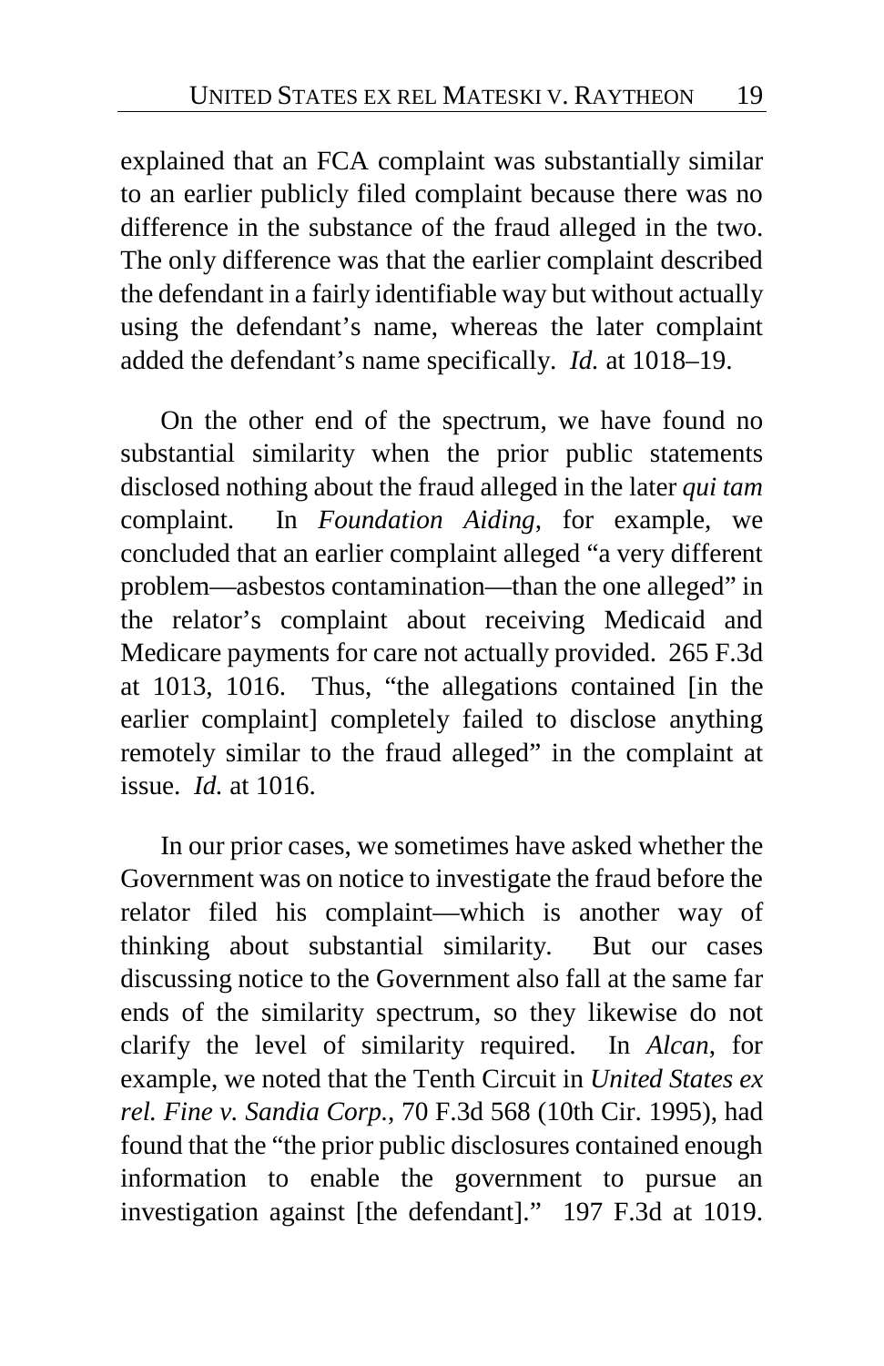explained that an FCA complaint was substantially similar to an earlier publicly filed complaint because there was no difference in the substance of the fraud alleged in the two. The only difference was that the earlier complaint described the defendant in a fairly identifiable way but without actually using the defendant's name, whereas the later complaint added the defendant's name specifically. *Id.* at 1018–19.

On the other end of the spectrum, we have found no substantial similarity when the prior public statements disclosed nothing about the fraud alleged in the later *qui tam* complaint. In *Foundation Aiding*, for example, we concluded that an earlier complaint alleged "a very different problem—asbestos contamination—than the one alleged" in the relator's complaint about receiving Medicaid and Medicare payments for care not actually provided. 265 F.3d at 1013, 1016. Thus, "the allegations contained [in the earlier complaint] completely failed to disclose anything remotely similar to the fraud alleged" in the complaint at issue. *Id.* at 1016.

In our prior cases, we sometimes have asked whether the Government was on notice to investigate the fraud before the relator filed his complaint—which is another way of thinking about substantial similarity. But our cases discussing notice to the Government also fall at the same far ends of the similarity spectrum, so they likewise do not clarify the level of similarity required. In *Alcan*, for example, we noted that the Tenth Circuit in *United States ex rel. Fine v. Sandia Corp.*, 70 F.3d 568 (10th Cir. 1995), had found that the "the prior public disclosures contained enough information to enable the government to pursue an investigation against [the defendant]." 197 F.3d at 1019.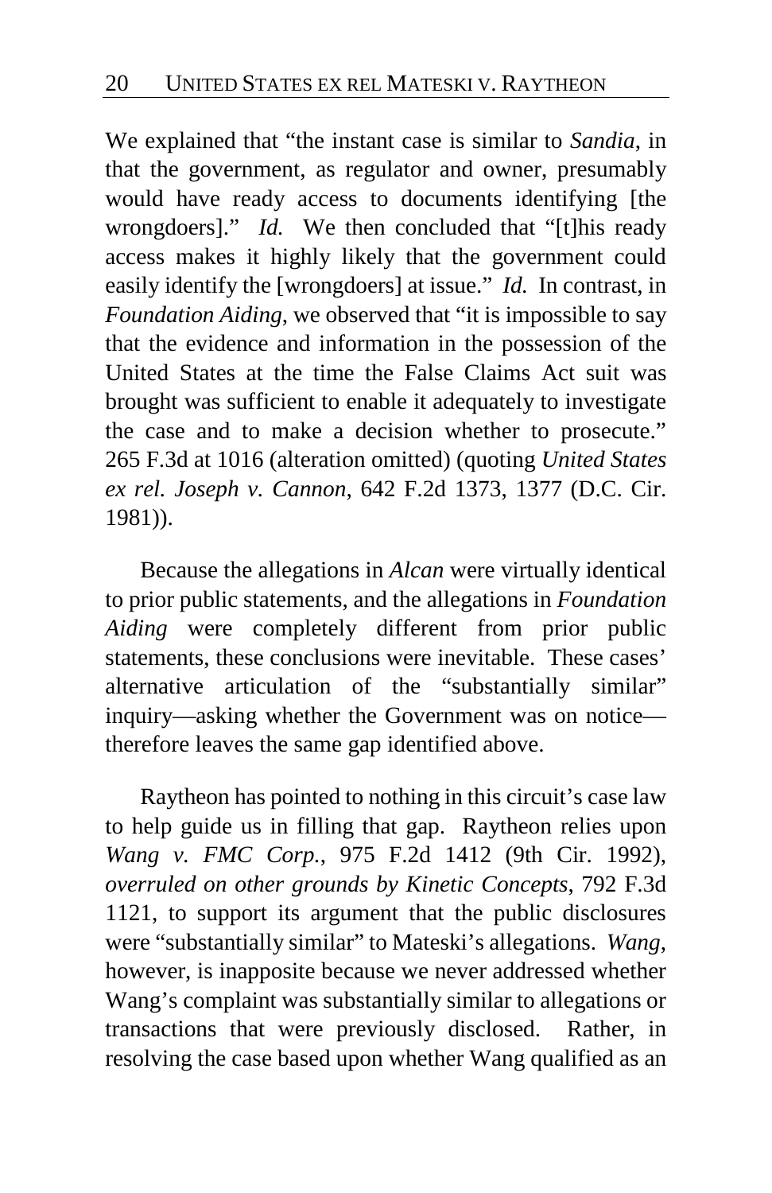We explained that "the instant case is similar to *Sandia*, in that the government, as regulator and owner, presumably would have ready access to documents identifying [the wrongdoers]." *Id.* We then concluded that "[t]his ready access makes it highly likely that the government could easily identify the [wrongdoers] at issue." *Id.* In contrast, in *Foundation Aiding*, we observed that "it is impossible to say that the evidence and information in the possession of the United States at the time the False Claims Act suit was brought was sufficient to enable it adequately to investigate the case and to make a decision whether to prosecute." 265 F.3d at 1016 (alteration omitted) (quoting *United States ex rel. Joseph v. Cannon*, 642 F.2d 1373, 1377 (D.C. Cir. 1981)).

Because the allegations in *Alcan* were virtually identical to prior public statements, and the allegations in *Foundation Aiding* were completely different from prior public statements, these conclusions were inevitable. These cases' alternative articulation of the "substantially similar" inquiry—asking whether the Government was on notice—therefore leaves the same gap identified above.

Raytheon has pointed to nothing in this circuit's case law to help guide us in filling that gap. Raytheon relies upon *Wang v. FMC Corp.*, 975 F.2d 1412 (9th Cir. 1992), *overruled on other grounds by Kinetic Concepts*, 792 F.3d 1121, to support its argument that the public disclosures were "substantially similar" to Mateski's allegations. *Wang*, however, is inapposite because we never addressed whether Wang's complaint was substantially similar to allegations or transactions that were previously disclosed. Rather, in resolving the case based upon whether Wang qualified as an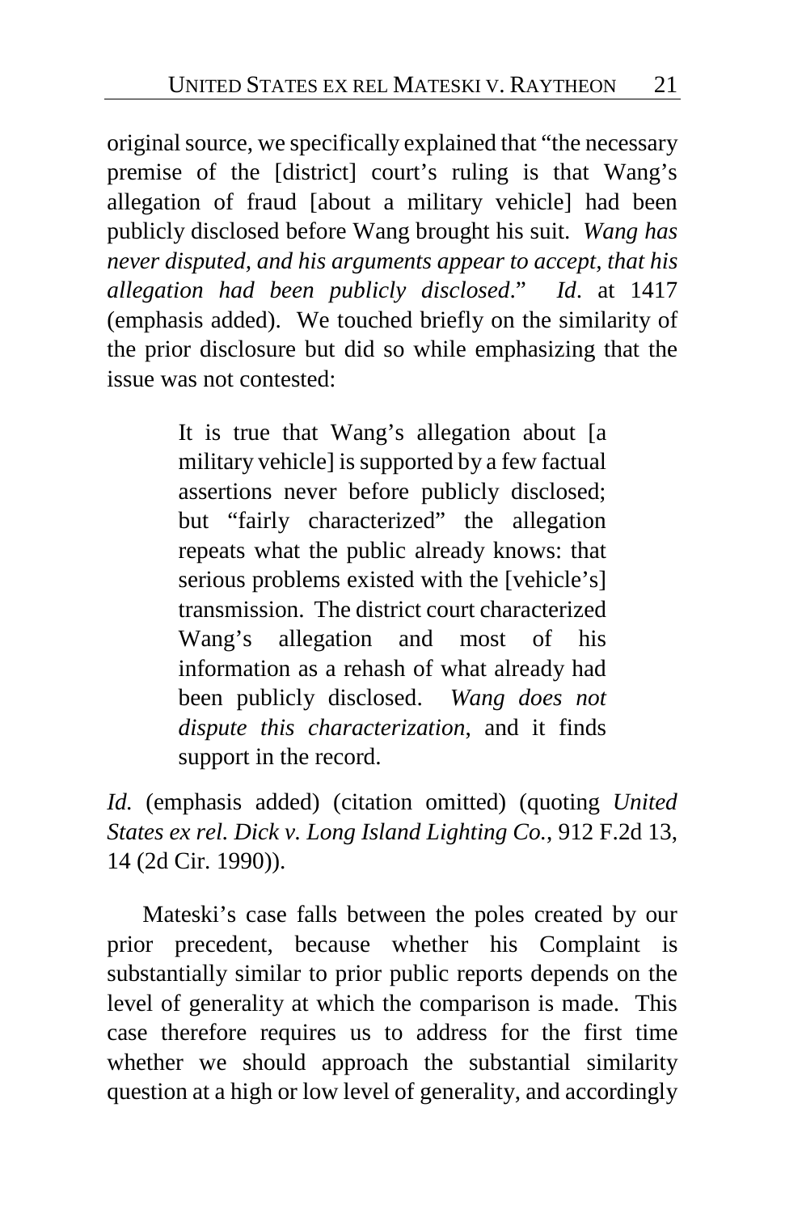original source, we specifically explained that "the necessary premise of the [district] court's ruling is that Wang's allegation of fraud [about a military vehicle] had been publicly disclosed before Wang brought his suit. *Wang has never disputed, and his arguments appear to accept, that his allegation had been publicly disclosed*." *Id*. at 1417 (emphasis added). We touched briefly on the similarity of the prior disclosure but did so while emphasizing that the issue was not contested:

> It is true that Wang's allegation about [a military vehicle] is supported by a few factual assertions never before publicly disclosed; but "fairly characterized" the allegation repeats what the public already knows: that serious problems existed with the [vehicle's] transmission. The district court characterized Wang's allegation and most of his information as a rehash of what already had been publicly disclosed. *Wang does not dispute this characterization*, and it finds support in the record.

*Id.* (emphasis added) (citation omitted) (quoting *United States ex rel. Dick v. Long Island Lighting Co.*, 912 F.2d 13, 14 (2d Cir. 1990)).

Mateski's case falls between the poles created by our prior precedent, because whether his Complaint is substantially similar to prior public reports depends on the level of generality at which the comparison is made. This case therefore requires us to address for the first time whether we should approach the substantial similarity question at a high or low level of generality, and accordingly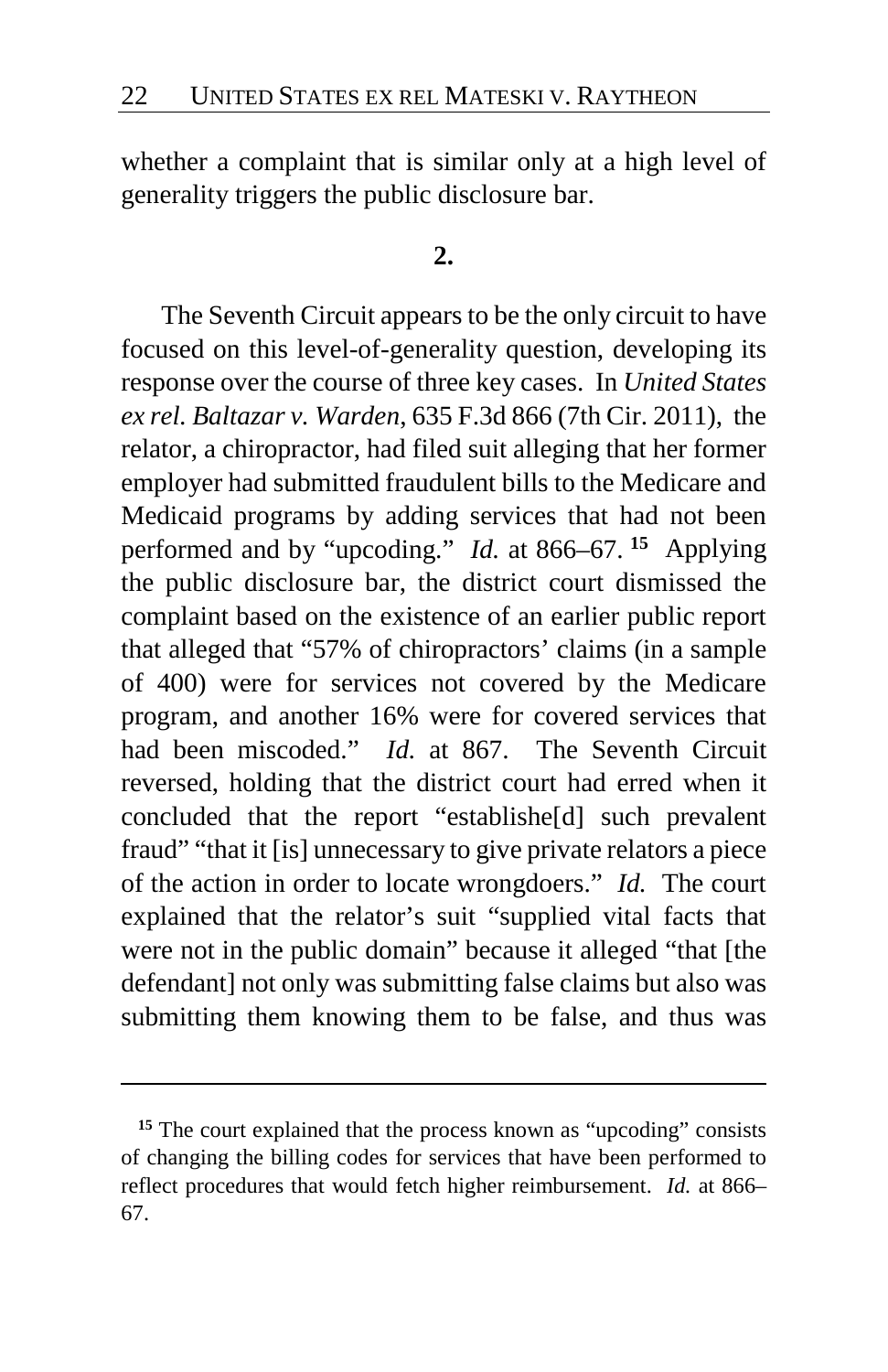whether a complaint that is similar only at a high level of generality triggers the public disclosure bar.

**2.**

The Seventh Circuit appears to be the only circuit to have focused on this level-of-generality question, developing its response over the course of three key cases. In *United States ex rel. Baltazar v. Warden*, 635 F.3d 866 (7th Cir. 2011), the relator, a chiropractor, had filed suit alleging that her former employer had submitted fraudulent bills to the Medicare and Medicaid programs by adding services that had not been performed and by "upcoding." *Id.* at 866–67.[15] Applying the public disclosure bar, the district court dismissed the complaint based on the existence of an earlier public report that alleged that "57% of chiropractors' claims (in a sample of 400) were for services not covered by the Medicare program, and another 16% were for covered services that had been miscoded." *Id.* at 867. The Seventh Circuit reversed, holding that the district court had erred when it concluded that the report "establishe[d] such prevalent fraud" "that it [is] unnecessary to give private relators a piece of the action in order to locate wrongdoers." *Id.* The court explained that the relator's suit "supplied vital facts that were not in the public domain" because it alleged "that [the defendant] not only was submitting false claims but also was submitting them knowing them to be false, and thus was

[15] The court explained that the process known as "upcoding" consists of changing the billing codes for services that have been performed to reflect procedures that would fetch higher reimbursement. *Id.* at 866–67.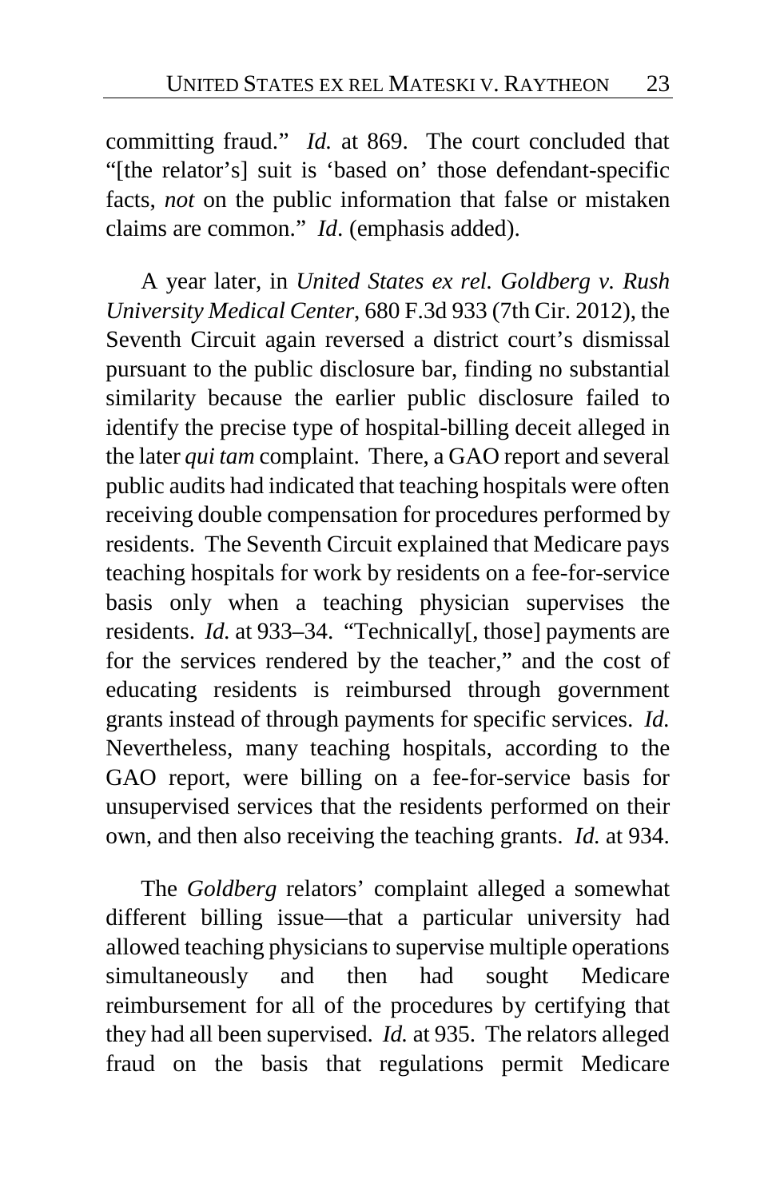committing fraud." *Id.* at 869. The court concluded that "[the relator's] suit is 'based on' those defendant-specific facts, *not* on the public information that false or mistaken claims are common." *Id*. (emphasis added).

A year later, in *United States ex rel. Goldberg v. Rush University Medical Center*, 680 F.3d 933 (7th Cir. 2012), the Seventh Circuit again reversed a district court's dismissal pursuant to the public disclosure bar, finding no substantial similarity because the earlier public disclosure failed to identify the precise type of hospital-billing deceit alleged in the later *qui tam* complaint. There, a GAO report and several public audits had indicated that teaching hospitals were often receiving double compensation for procedures performed by residents. The Seventh Circuit explained that Medicare pays teaching hospitals for work by residents on a fee-for-service basis only when a teaching physician supervises the residents. *Id.* at 933–34. "Technically[, those] payments are for the services rendered by the teacher," and the cost of educating residents is reimbursed through government grants instead of through payments for specific services. *Id.* Nevertheless, many teaching hospitals, according to the GAO report, were billing on a fee-for-service basis for unsupervised services that the residents performed on their own, and then also receiving the teaching grants. *Id.* at 934.

The *Goldberg* relators' complaint alleged a somewhat different billing issue—that a particular university had allowed teaching physicians to supervise multiple operations simultaneously and then had sought Medicare reimbursement for all of the procedures by certifying that they had all been supervised. *Id.* at 935. The relators alleged fraud on the basis that regulations permit Medicare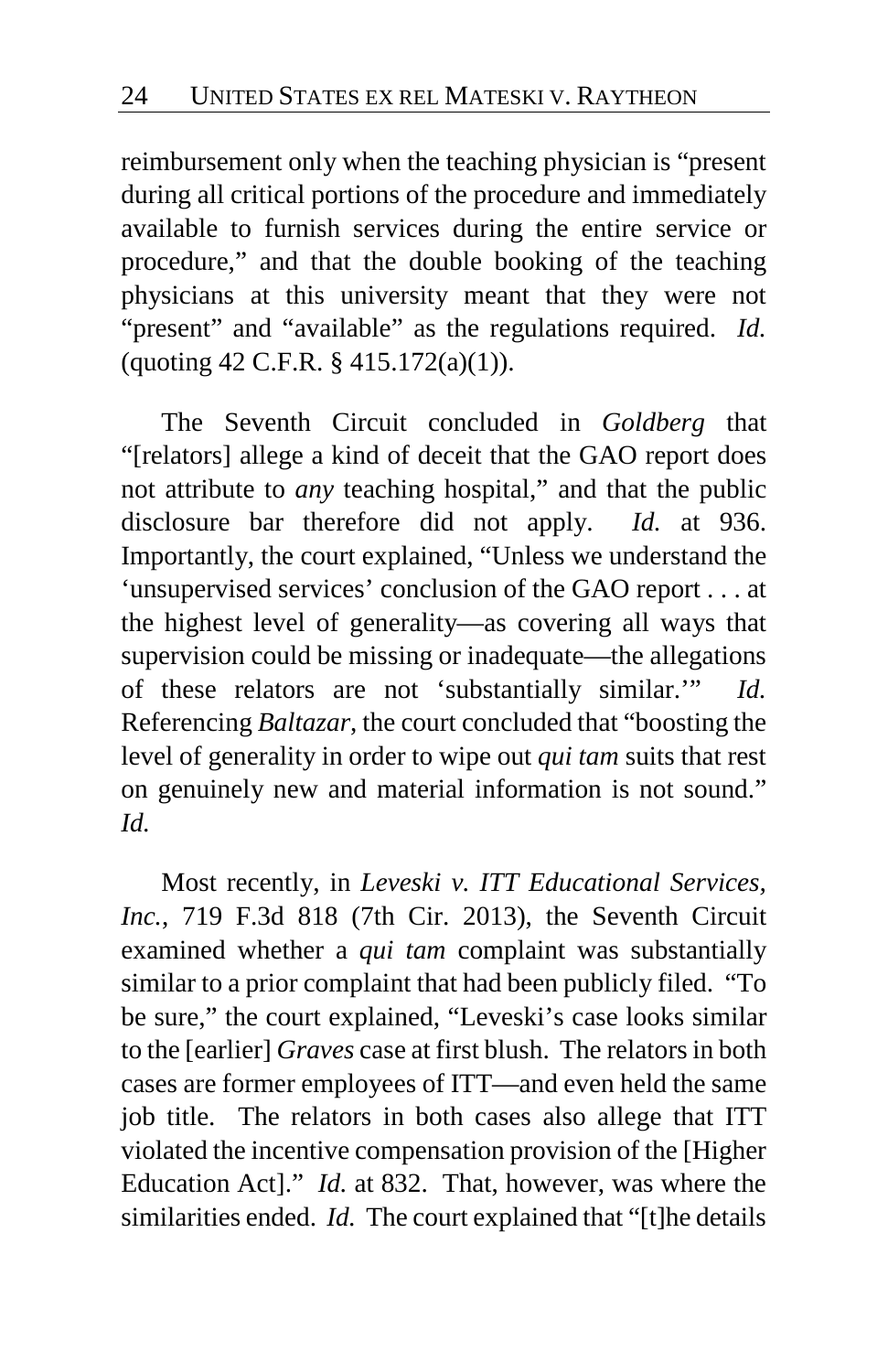reimbursement only when the teaching physician is "present during all critical portions of the procedure and immediately available to furnish services during the entire service or procedure," and that the double booking of the teaching physicians at this university meant that they were not "present" and "available" as the regulations required. *Id.* (quoting 42 C.F.R. § 415.172(a)(1)).

The Seventh Circuit concluded in *Goldberg* that "[relators] allege a kind of deceit that the GAO report does not attribute to *any* teaching hospital," and that the public disclosure bar therefore did not apply. *Id.* at 936. Importantly, the court explained, "Unless we understand the 'unsupervised services' conclusion of the GAO report . . . at the highest level of generality—as covering all ways that supervision could be missing or inadequate—the allegations of these relators are not 'substantially similar.'" *Id.* Referencing *Baltazar*, the court concluded that "boosting the level of generality in order to wipe out *qui tam* suits that rest on genuinely new and material information is not sound." *Id.*

Most recently, in *Leveski v. ITT Educational Services, Inc.*, 719 F.3d 818 (7th Cir. 2013), the Seventh Circuit examined whether a *qui tam* complaint was substantially similar to a prior complaint that had been publicly filed. "To be sure," the court explained, "Leveski's case looks similar to the [earlier] *Graves* case at first blush. The relators in both cases are former employees of ITT—and even held the same job title. The relators in both cases also allege that ITT violated the incentive compensation provision of the [Higher Education Act]." *Id.* at 832. That, however, was where the similarities ended. *Id.* The court explained that "[t]he details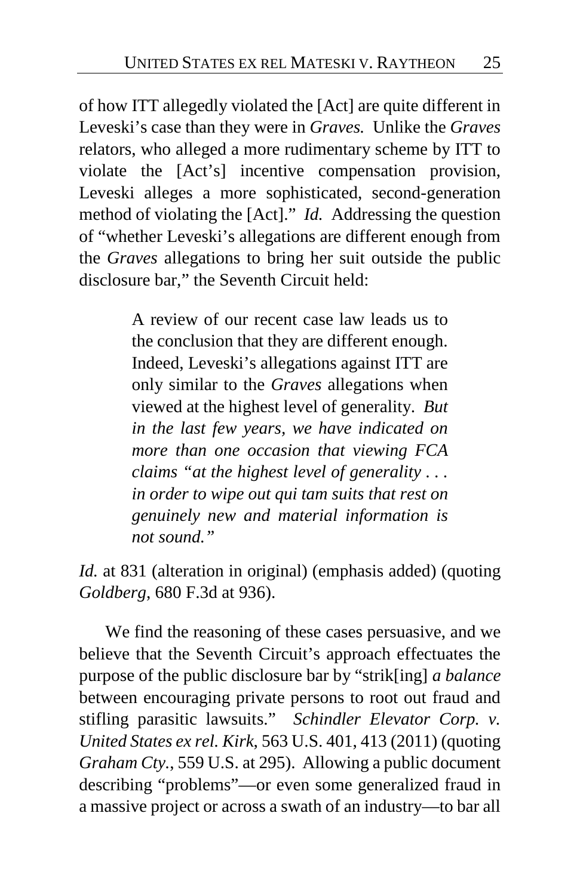of how ITT allegedly violated the [Act] are quite different in Leveski's case than they were in *Graves.* Unlike the *Graves* relators, who alleged a more rudimentary scheme by ITT to violate the [Act's] incentive compensation provision, Leveski alleges a more sophisticated, second-generation method of violating the [Act]." *Id.* Addressing the question of "whether Leveski's allegations are different enough from the *Graves* allegations to bring her suit outside the public disclosure bar," the Seventh Circuit held:

> A review of our recent case law leads us to the conclusion that they are different enough. Indeed, Leveski's allegations against ITT are only similar to the *Graves* allegations when viewed at the highest level of generality. *But in the last few years, we have indicated on more than one occasion that viewing FCA claims "at the highest level of generality . . . in order to wipe out qui tam suits that rest on genuinely new and material information is not sound."*

*Id.* at 831 (alteration in original) (emphasis added) (quoting *Goldberg*, 680 F.3d at 936).

We find the reasoning of these cases persuasive, and we believe that the Seventh Circuit's approach effectuates the purpose of the public disclosure bar by "strik[ing] *a balance* between encouraging private persons to root out fraud and stifling parasitic lawsuits." *Schindler Elevator Corp. v. United States ex rel. Kirk*, 563 U.S. 401, 413 (2011) (quoting *Graham Cty.*, 559 U.S. at 295). Allowing a public document describing "problems"—or even some generalized fraud in a massive project or across a swath of an industry—to bar all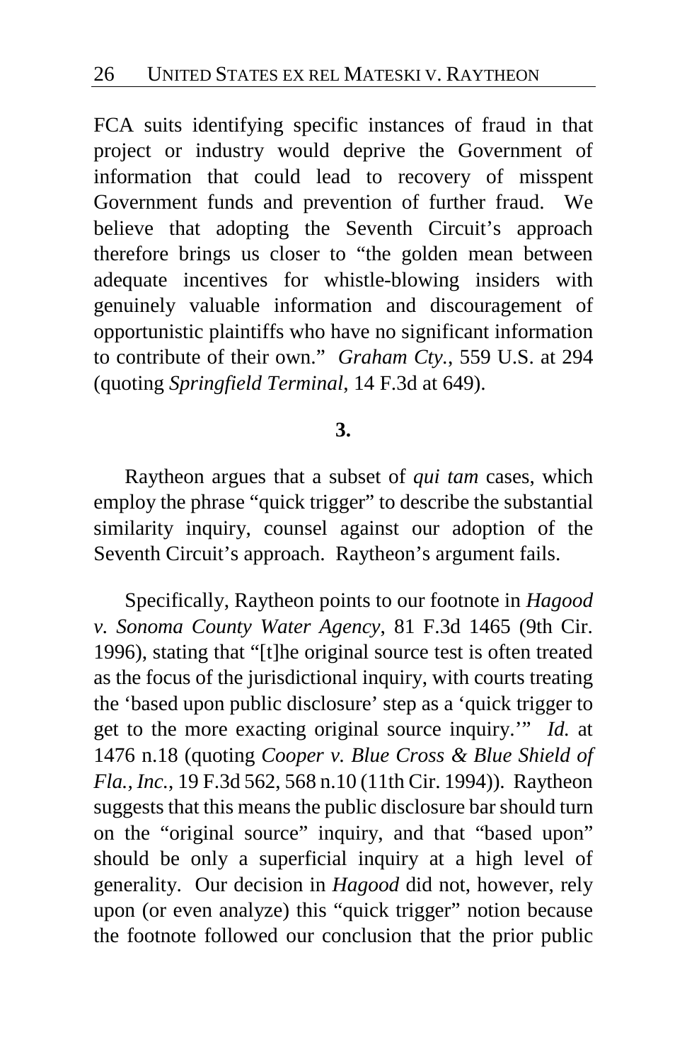FCA suits identifying specific instances of fraud in that project or industry would deprive the Government of information that could lead to recovery of misspent Government funds and prevention of further fraud. We believe that adopting the Seventh Circuit's approach therefore brings us closer to "the golden mean between adequate incentives for whistle-blowing insiders with genuinely valuable information and discouragement of opportunistic plaintiffs who have no significant information to contribute of their own." *Graham Cty.*, 559 U.S. at 294 (quoting *Springfield Terminal*, 14 F.3d at 649).

**3.**

Raytheon argues that a subset of *qui tam* cases, which employ the phrase "quick trigger" to describe the substantial similarity inquiry, counsel against our adoption of the Seventh Circuit's approach. Raytheon's argument fails.

Specifically, Raytheon points to our footnote in *Hagood v. Sonoma County Water Agency*, 81 F.3d 1465 (9th Cir. 1996), stating that "[t]he original source test is often treated as the focus of the jurisdictional inquiry, with courts treating the 'based upon public disclosure' step as a 'quick trigger to get to the more exacting original source inquiry.'" *Id.* at 1476 n.18 (quoting *Cooper v. Blue Cross & Blue Shield of Fla., Inc.*, 19 F.3d 562, 568 n.10 (11th Cir. 1994)). Raytheon suggests that this means the public disclosure bar should turn on the "original source" inquiry, and that "based upon" should be only a superficial inquiry at a high level of generality. Our decision in *Hagood* did not, however, rely upon (or even analyze) this "quick trigger" notion because the footnote followed our conclusion that the prior public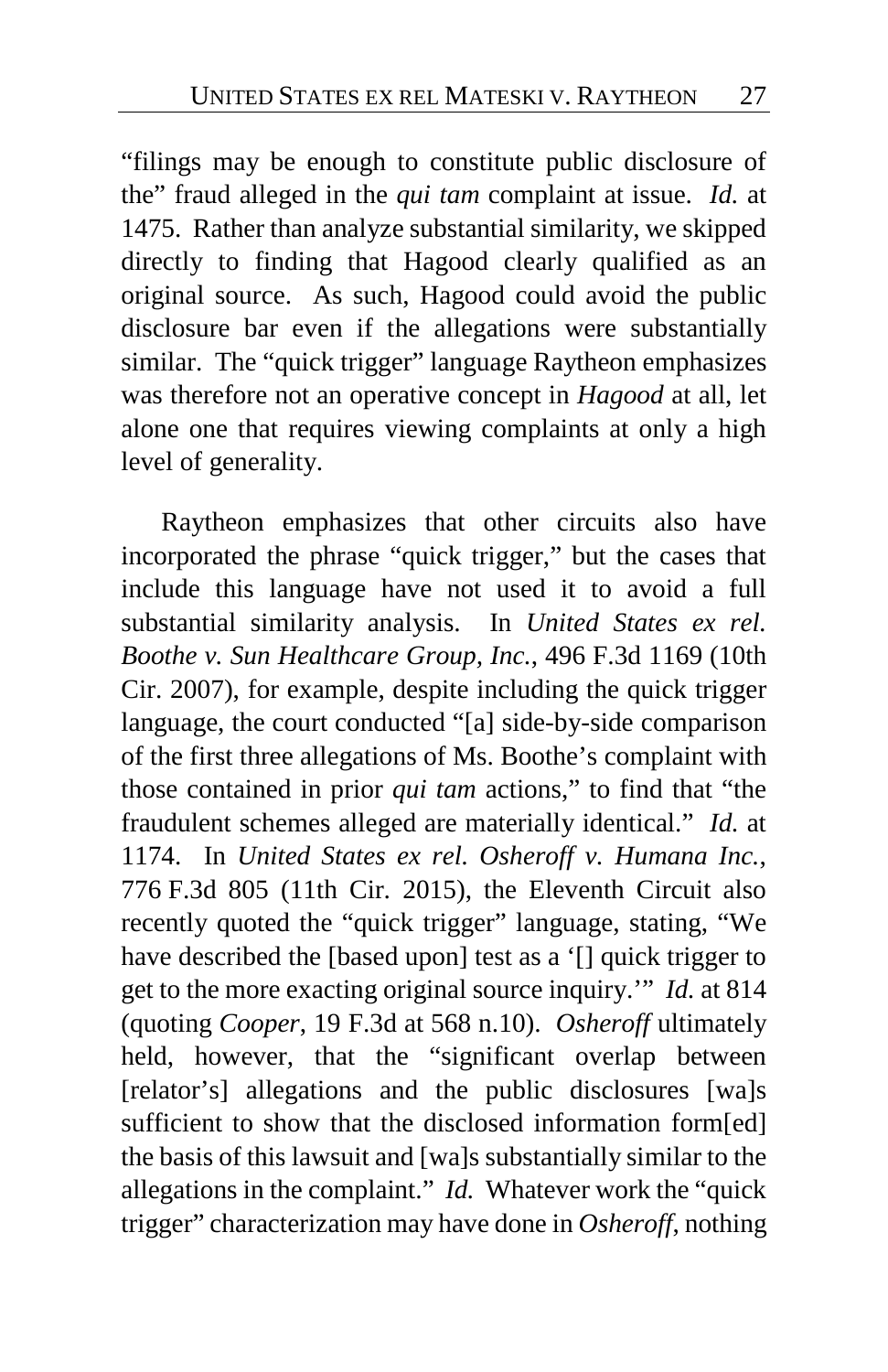"filings may be enough to constitute public disclosure of the" fraud alleged in the *qui tam* complaint at issue. *Id.* at 1475. Rather than analyze substantial similarity, we skipped directly to finding that Hagood clearly qualified as an original source. As such, Hagood could avoid the public disclosure bar even if the allegations were substantially similar. The "quick trigger" language Raytheon emphasizes was therefore not an operative concept in *Hagood* at all, let alone one that requires viewing complaints at only a high level of generality.

Raytheon emphasizes that other circuits also have incorporated the phrase "quick trigger," but the cases that include this language have not used it to avoid a full substantial similarity analysis. In *United States ex rel. Boothe v. Sun Healthcare Group, Inc.*, 496 F.3d 1169 (10th Cir. 2007), for example, despite including the quick trigger language, the court conducted "[a] side-by-side comparison of the first three allegations of Ms. Boothe's complaint with those contained in prior *qui tam* actions," to find that "the fraudulent schemes alleged are materially identical." *Id.* at 1174. In *United States ex rel. Osheroff v. Humana Inc.*, 776 F.3d 805 (11th Cir. 2015), the Eleventh Circuit also recently quoted the "quick trigger" language, stating, "We have described the [based upon] test as a '[] quick trigger to get to the more exacting original source inquiry.'" *Id.* at 814 (quoting *Cooper*, 19 F.3d at 568 n.10). *Osheroff* ultimately held, however, that the "significant overlap between [relator's] allegations and the public disclosures [wa]s sufficient to show that the disclosed information form[ed] the basis of this lawsuit and [wa]s substantially similar to the allegations in the complaint." *Id.* Whatever work the "quick trigger" characterization may have done in *Osheroff*, nothing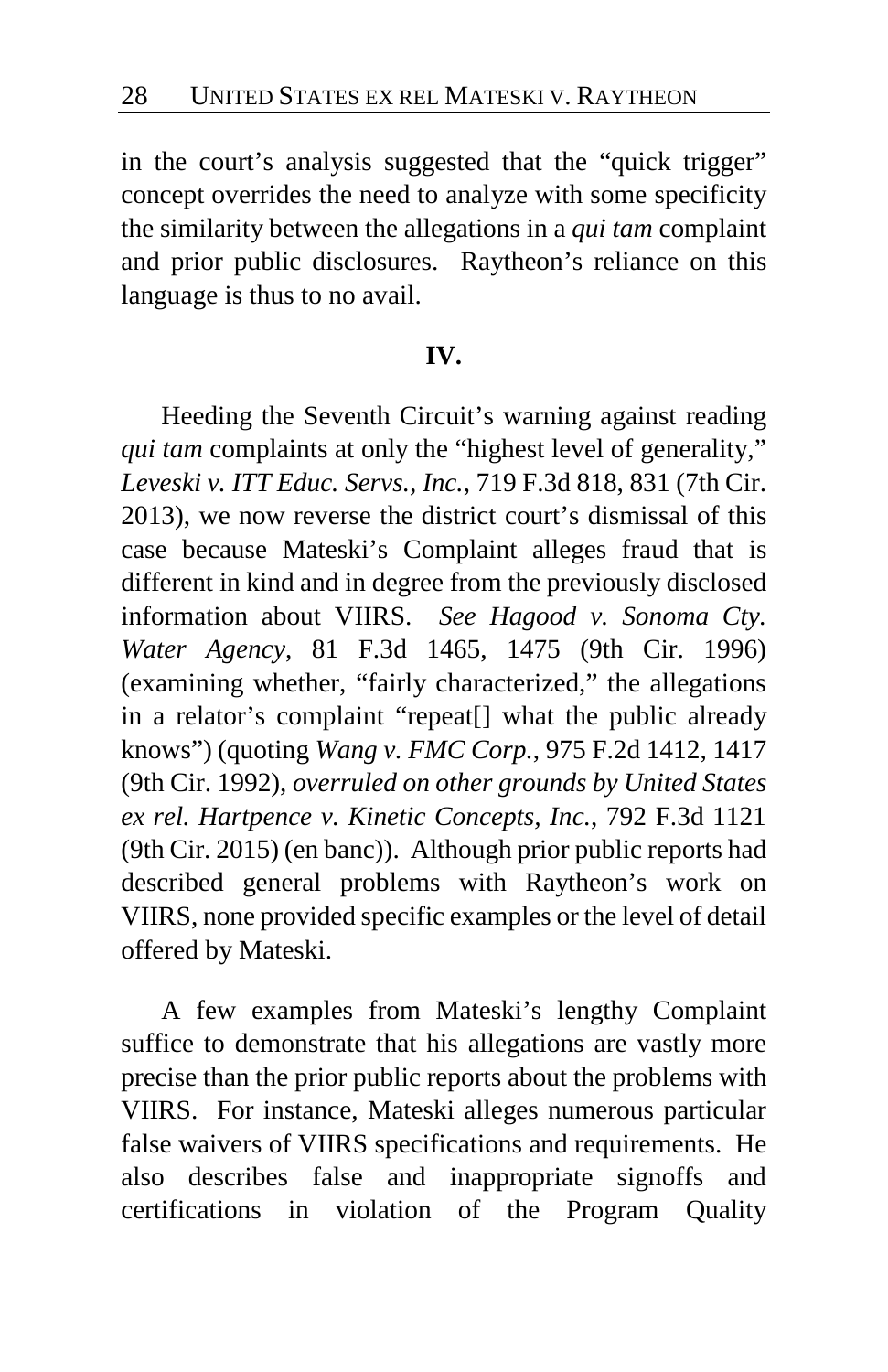in the court's analysis suggested that the "quick trigger" concept overrides the need to analyze with some specificity the similarity between the allegations in a *qui tam* complaint and prior public disclosures. Raytheon's reliance on this language is thus to no avail.

**IV.**

Heeding the Seventh Circuit's warning against reading *qui tam* complaints at only the "highest level of generality," *Leveski v. ITT Educ. Servs., Inc.*, 719 F.3d 818, 831 (7th Cir. 2013), we now reverse the district court's dismissal of this case because Mateski's Complaint alleges fraud that is different in kind and in degree from the previously disclosed information about VIIRS. *See Hagood v. Sonoma Cty. Water Agency*, 81 F.3d 1465, 1475 (9th Cir. 1996) (examining whether, "fairly characterized," the allegations in a relator's complaint "repeat[] what the public already knows") (quoting *Wang v. FMC Corp.*, 975 F.2d 1412, 1417 (9th Cir. 1992), *overruled on other grounds by United States ex rel. Hartpence v. Kinetic Concepts, Inc.*, 792 F.3d 1121 (9th Cir. 2015) (en banc)). Although prior public reports had described general problems with Raytheon's work on VIIRS, none provided specific examples or the level of detail offered by Mateski.

A few examples from Mateski's lengthy Complaint suffice to demonstrate that his allegations are vastly more precise than the prior public reports about the problems with VIIRS. For instance, Mateski alleges numerous particular false waivers of VIIRS specifications and requirements. He also describes false and inappropriate signoffs and certifications in violation of the Program Quality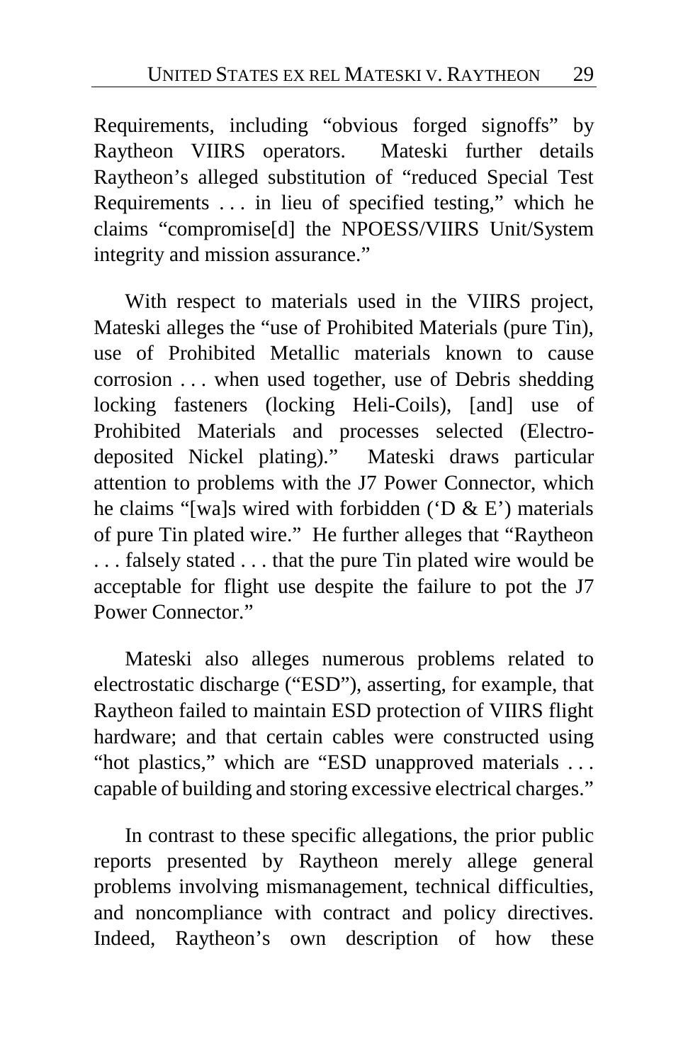Requirements, including "obvious forged signoffs" by Raytheon VIIRS operators. Mateski further details Raytheon's alleged substitution of "reduced Special Test Requirements . . . in lieu of specified testing," which he claims "compromise[d] the NPOESS/VIIRS Unit/System integrity and mission assurance."

With respect to materials used in the VIIRS project, Mateski alleges the "use of Prohibited Materials (pure Tin), use of Prohibited Metallic materials known to cause corrosion . . . when used together, use of Debris shedding locking fasteners (locking Heli-Coils), [and] use of Prohibited Materials and processes selected (Electro-deposited Nickel plating)." Mateski draws particular attention to problems with the J7 Power Connector, which he claims "[wa]s wired with forbidden ('D & E') materials of pure Tin plated wire." He further alleges that "Raytheon . . . falsely stated . . . that the pure Tin plated wire would be acceptable for flight use despite the failure to pot the J7 Power Connector."

Mateski also alleges numerous problems related to electrostatic discharge ("ESD"), asserting, for example, that Raytheon failed to maintain ESD protection of VIIRS flight hardware; and that certain cables were constructed using "hot plastics," which are "ESD unapproved materials . . . capable of building and storing excessive electrical charges."

In contrast to these specific allegations, the prior public reports presented by Raytheon merely allege general problems involving mismanagement, technical difficulties, and noncompliance with contract and policy directives. Indeed, Raytheon's own description of how these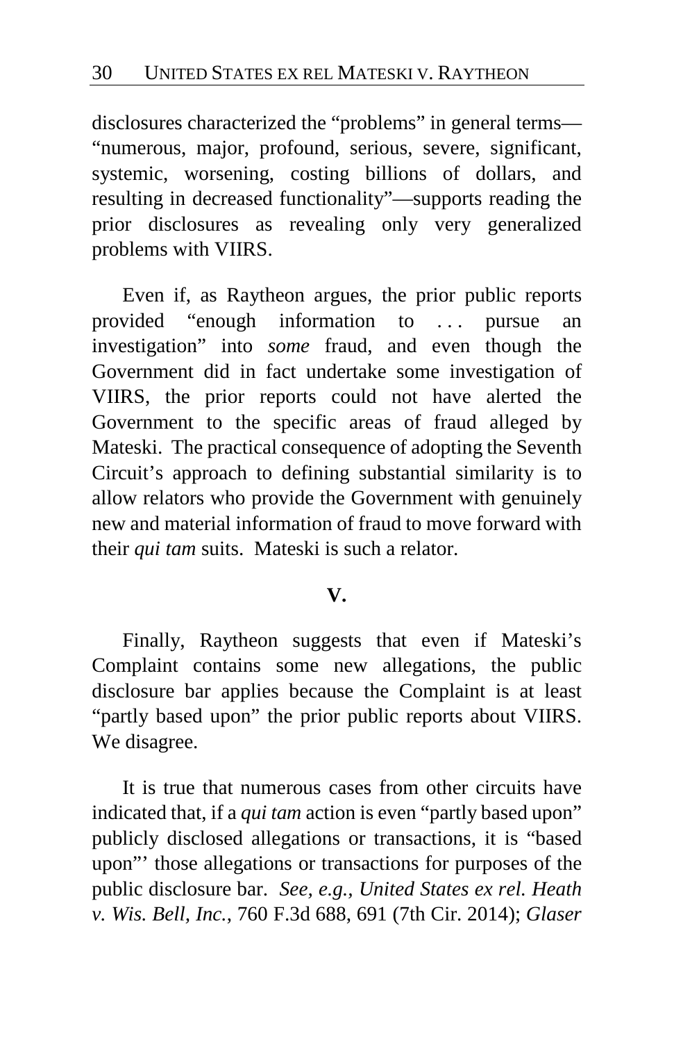disclosures characterized the "problems" in general terms—"numerous, major, profound, serious, severe, significant, systemic, worsening, costing billions of dollars, and resulting in decreased functionality"—supports reading the prior disclosures as revealing only very generalized problems with VIIRS.

Even if, as Raytheon argues, the prior public reports provided "enough information to . . . pursue an investigation" into *some* fraud, and even though the Government did in fact undertake some investigation of VIIRS, the prior reports could not have alerted the Government to the specific areas of fraud alleged by Mateski. The practical consequence of adopting the Seventh Circuit's approach to defining substantial similarity is to allow relators who provide the Government with genuinely new and material information of fraud to move forward with their *qui tam* suits. Mateski is such a relator.

## V.

Finally, Raytheon suggests that even if Mateski's Complaint contains some new allegations, the public disclosure bar applies because the Complaint is at least "partly based upon" the prior public reports about VIIRS. We disagree.

It is true that numerous cases from other circuits have indicated that, if a *qui tam* action is even "partly based upon" publicly disclosed allegations or transactions, it is "based upon"' those allegations or transactions for purposes of the public disclosure bar. *See, e.g.*, *United States ex rel. Heath v. Wis. Bell, Inc.*, 760 F.3d 688, 691 (7th Cir. 2014); *Glaser*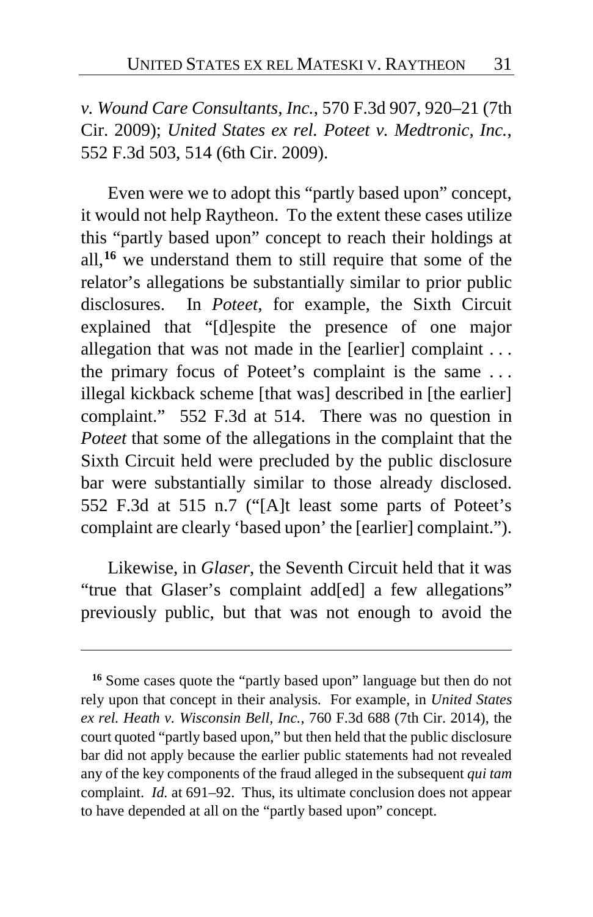*v. Wound Care Consultants, Inc.*, 570 F.3d 907, 920–21 (7th Cir. 2009); *United States ex rel. Poteet v. Medtronic, Inc.*, 552 F.3d 503, 514 (6th Cir. 2009).

Even were we to adopt this "partly based upon" concept, it would not help Raytheon. To the extent these cases utilize this "partly based upon" concept to reach their holdings at all,[16] we understand them to still require that some of the relator's allegations be substantially similar to prior public disclosures. In *Poteet*, for example, the Sixth Circuit explained that "[d]espite the presence of one major allegation that was not made in the [earlier] complaint . . . the primary focus of Poteet's complaint is the same . . . illegal kickback scheme [that was] described in [the earlier] complaint." 552 F.3d at 514. There was no question in *Poteet* that some of the allegations in the complaint that the Sixth Circuit held were precluded by the public disclosure bar were substantially similar to those already disclosed. 552 F.3d at 515 n.7 ("[A]t least some parts of Poteet's complaint are clearly 'based upon' the [earlier] complaint.").

Likewise, in *Glaser*, the Seventh Circuit held that it was "true that Glaser's complaint add[ed] a few allegations" previously public, but that was not enough to avoid the

---

[16] Some cases quote the "partly based upon" language but then do not rely upon that concept in their analysis. For example, in *United States ex rel. Heath v. Wisconsin Bell, Inc.*, 760 F.3d 688 (7th Cir. 2014), the court quoted "partly based upon," but then held that the public disclosure bar did not apply because the earlier public statements had not revealed any of the key components of the fraud alleged in the subsequent *qui tam* complaint. *Id.* at 691–92. Thus, its ultimate conclusion does not appear to have depended at all on the "partly based upon" concept.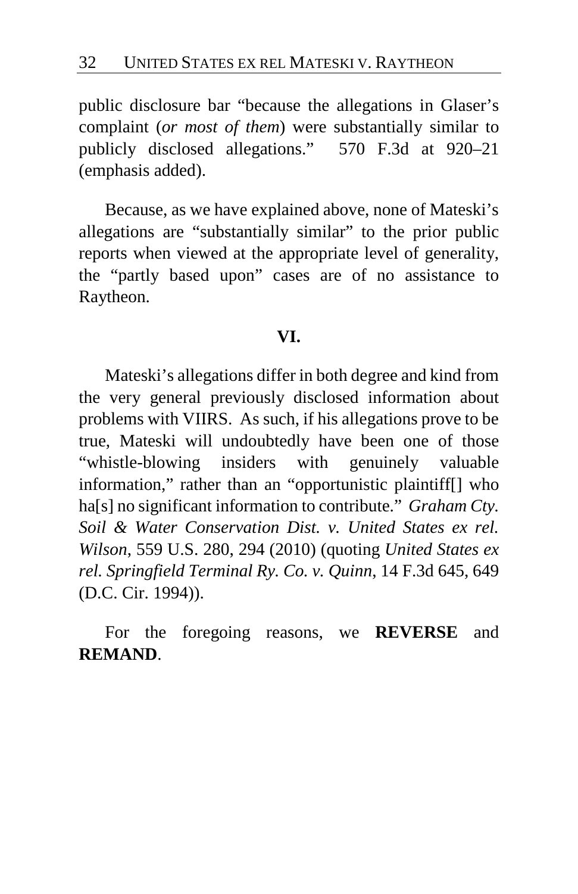public disclosure bar "because the allegations in Glaser's complaint (*or most of them*) were substantially similar to publicly disclosed allegations." 570 F.3d at 920–21 (emphasis added).

Because, as we have explained above, none of Mateski's allegations are "substantially similar" to the prior public reports when viewed at the appropriate level of generality, the "partly based upon" cases are of no assistance to Raytheon.

## VI.

Mateski's allegations differ in both degree and kind from the very general previously disclosed information about problems with VIIRS. As such, if his allegations prove to be true, Mateski will undoubtedly have been one of those "whistle-blowing insiders with genuinely valuable information," rather than an "opportunistic plaintiff[] who ha[s] no significant information to contribute." *Graham Cty. Soil & Water Conservation Dist. v. United States ex rel. Wilson*, 559 U.S. 280, 294 (2010) (quoting *United States ex rel. Springfield Terminal Ry. Co. v. Quinn*, 14 F.3d 645, 649 (D.C. Cir. 1994)).

For the foregoing reasons, we **REVERSE** and **REMAND**.